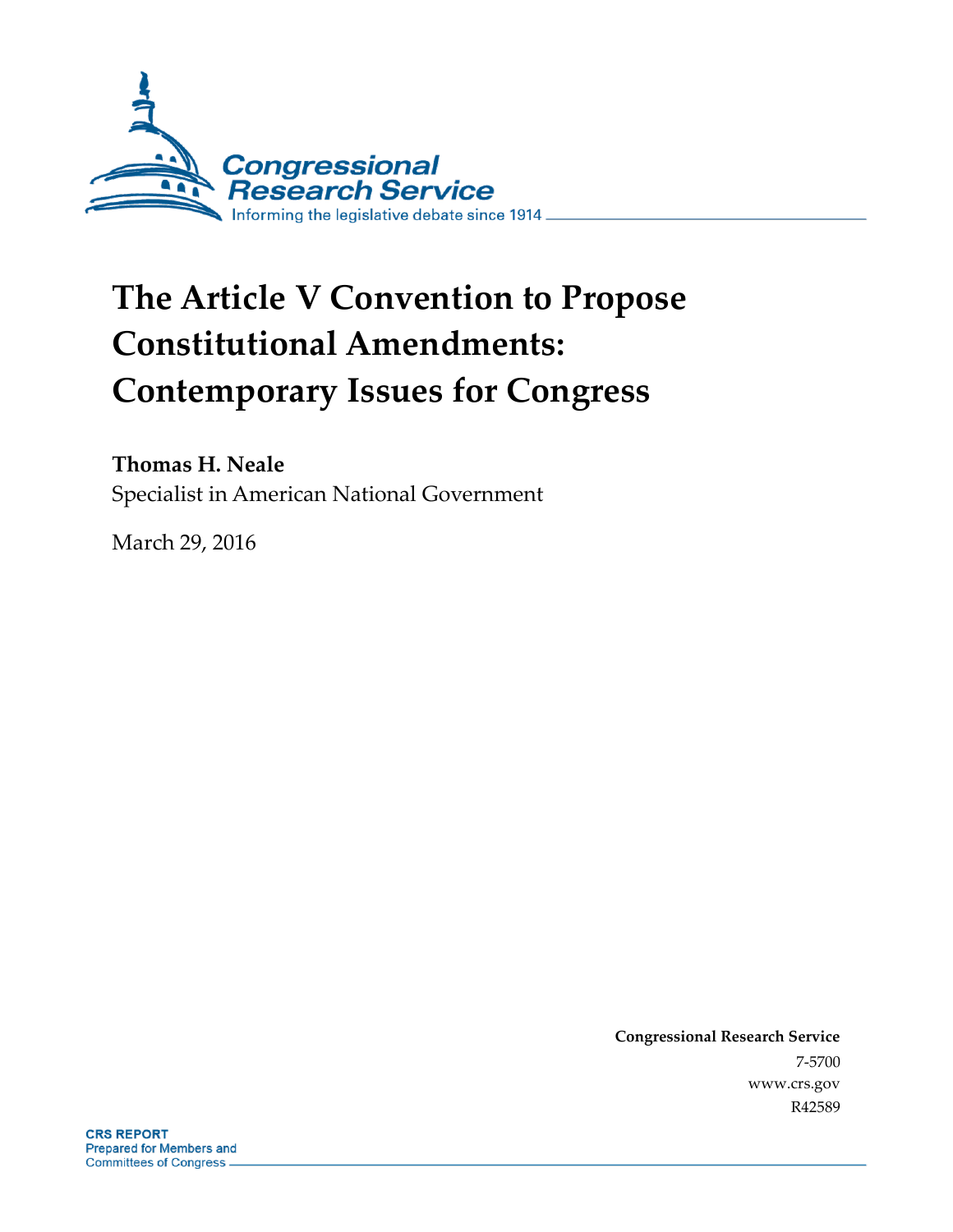# The Article V Convention to Propose Constitutional Amendments: Contemporary Issues for Congress

**Thomas H. Neale**
Specialist in American National Government

March 29, 2016

**Congressional Research Service**
7-5700
www.crs.gov
R42589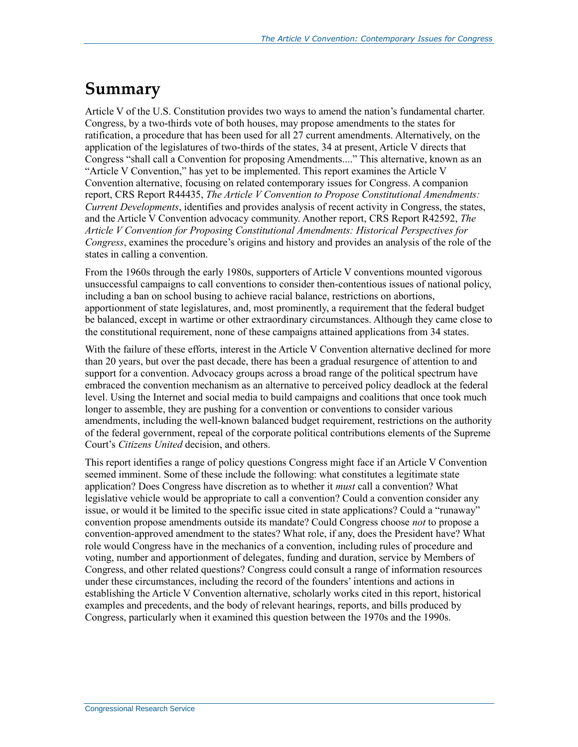# Summary

Article V of the U.S. Constitution provides two ways to amend the nation's fundamental charter. Congress, by a two-thirds vote of both houses, may propose amendments to the states for ratification, a procedure that has been used for all 27 current amendments. Alternatively, on the application of the legislatures of two-thirds of the states, 34 at present, Article V directs that Congress "shall call a Convention for proposing Amendments...." This alternative, known as an "Article V Convention," has yet to be implemented. This report examines the Article V Convention alternative, focusing on related contemporary issues for Congress. A companion report, CRS Report R44435, *The Article V Convention to Propose Constitutional Amendments: Current Developments*, identifies and provides analysis of recent activity in Congress, the states, and the Article V Convention advocacy community. Another report, CRS Report R42592, *The Article V Convention for Proposing Constitutional Amendments: Historical Perspectives for Congress*, examines the procedure's origins and history and provides an analysis of the role of the states in calling a convention.

From the 1960s through the early 1980s, supporters of Article V conventions mounted vigorous unsuccessful campaigns to call conventions to consider then-contentious issues of national policy, including a ban on school busing to achieve racial balance, restrictions on abortions, apportionment of state legislatures, and, most prominently, a requirement that the federal budget be balanced, except in wartime or other extraordinary circumstances. Although they came close to the constitutional requirement, none of these campaigns attained applications from 34 states.

With the failure of these efforts, interest in the Article V Convention alternative declined for more than 20 years, but over the past decade, there has been a gradual resurgence of attention to and support for a convention. Advocacy groups across a broad range of the political spectrum have embraced the convention mechanism as an alternative to perceived policy deadlock at the federal level. Using the Internet and social media to build campaigns and coalitions that once took much longer to assemble, they are pushing for a convention or conventions to consider various amendments, including the well-known balanced budget requirement, restrictions on the authority of the federal government, repeal of the corporate political contributions elements of the Supreme Court's *Citizens United* decision, and others.

This report identifies a range of policy questions Congress might face if an Article V Convention seemed imminent. Some of these include the following: what constitutes a legitimate state application? Does Congress have discretion as to whether it *must* call a convention? What legislative vehicle would be appropriate to call a convention? Could a convention consider any issue, or would it be limited to the specific issue cited in state applications? Could a "runaway" convention propose amendments outside its mandate? Could Congress choose *not* to propose a convention-approved amendment to the states? What role, if any, does the President have? What role would Congress have in the mechanics of a convention, including rules of procedure and voting, number and apportionment of delegates, funding and duration, service by Members of Congress, and other related questions? Congress could consult a range of information resources under these circumstances, including the record of the founders' intentions and actions in establishing the Article V Convention alternative, scholarly works cited in this report, historical examples and precedents, and the body of relevant hearings, reports, and bills produced by Congress, particularly when it examined this question between the 1970s and the 1990s.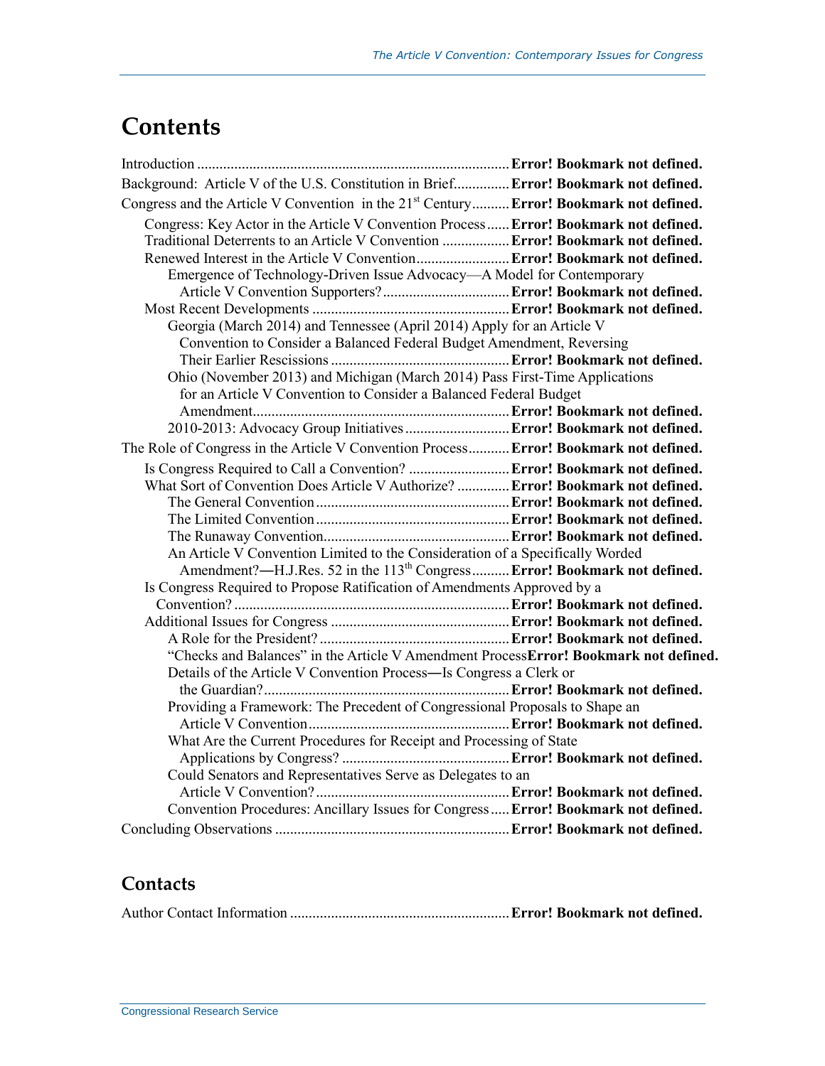# Contents

- Introduction .................................................................................... Error! Bookmark not defined.
- Background: Article V of the U.S. Constitution in Brief.............. Error! Bookmark not defined.
- Congress and the Article V Convention in the 21st Century.......... Error! Bookmark not defined.
  - Congress: Key Actor in the Article V Convention Process...... Error! Bookmark not defined.
  - Traditional Deterrents to an Article V Convention ................. Error! Bookmark not defined.
  - Renewed Interest in the Article V Convention......................... Error! Bookmark not defined.
    - Emergence of Technology-Driven Issue Advocacy—A Model for Contemporary Article V Convention Supporters?.................................. Error! Bookmark not defined.
  - Most Recent Developments ..................................................... Error! Bookmark not defined.
    - Georgia (March 2014) and Tennessee (April 2014) Apply for an Article V Convention to Consider a Balanced Federal Budget Amendment, Reversing Their Earlier Rescissions ................................................ Error! Bookmark not defined.
    - Ohio (November 2013) and Michigan (March 2014) Pass First-Time Applications for an Article V Convention to Consider a Balanced Federal Budget Amendment..................................................................... Error! Bookmark not defined.
    - 2010-2013: Advocacy Group Initiatives ............................ Error! Bookmark not defined.
- The Role of Congress in the Article V Convention Process........... Error! Bookmark not defined.
  - Is Congress Required to Call a Convention? ........................... Error! Bookmark not defined.
  - What Sort of Convention Does Article V Authorize? ............. Error! Bookmark not defined.
    - The General Convention .................................................... Error! Bookmark not defined.
    - The Limited Convention .................................................... Error! Bookmark not defined.
    - The Runaway Convention................................................... Error! Bookmark not defined.
    - An Article V Convention Limited to the Consideration of a Specifically Worded Amendment?—H.J.Res. 52 in the 113th Congress.......... Error! Bookmark not defined.
  - Is Congress Required to Propose Ratification of Amendments Approved by a Convention? .......................................................................... Error! Bookmark not defined.
  - Additional Issues for Congress ................................................ Error! Bookmark not defined.
    - A Role for the President? ................................................... Error! Bookmark not defined.
    - "Checks and Balances" in the Article V Amendment Process Error! Bookmark not defined.
    - Details of the Article V Convention Process—Is Congress a Clerk or the Guardian?.................................................................. Error! Bookmark not defined.
    - Providing a Framework: The Precedent of Congressional Proposals to Shape an Article V Convention...................................................... Error! Bookmark not defined.
    - What Are the Current Procedures for Receipt and Processing of State Applications by Congress? ............................................ Error! Bookmark not defined.
    - Could Senators and Representatives Serve as Delegates to an Article V Convention? .................................................... Error! Bookmark not defined.
    - Convention Procedures: Ancillary Issues for Congress..... Error! Bookmark not defined.
- Concluding Observations ............................................................... Error! Bookmark not defined.

## Contacts

- Author Contact Information ........................................................... Error! Bookmark not defined.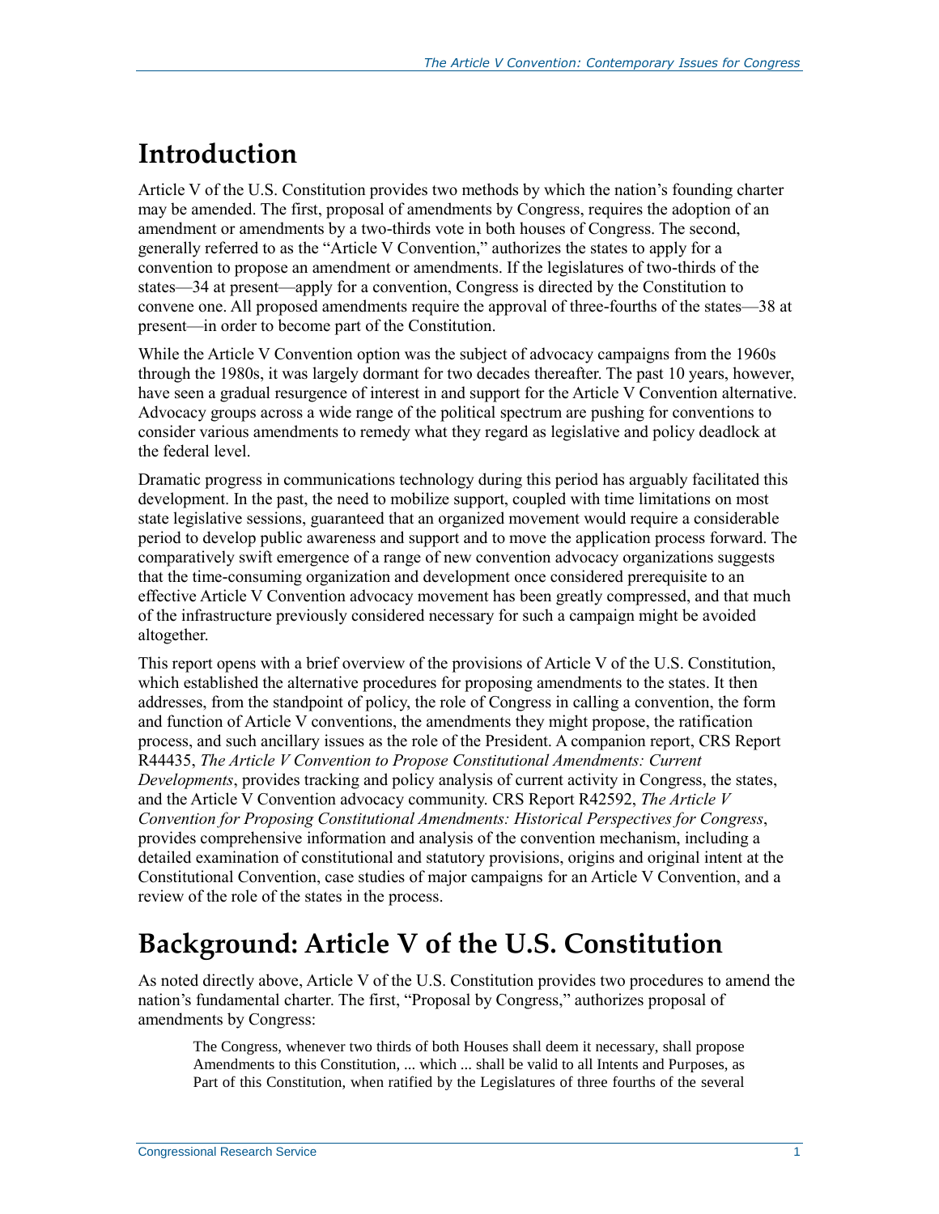# Introduction

Article V of the U.S. Constitution provides two methods by which the nation's founding charter may be amended. The first, proposal of amendments by Congress, requires the adoption of an amendment or amendments by a two-thirds vote in both houses of Congress. The second, generally referred to as the "Article V Convention," authorizes the states to apply for a convention to propose an amendment or amendments. If the legislatures of two-thirds of the states—34 at present—apply for a convention, Congress is directed by the Constitution to convene one. All proposed amendments require the approval of three-fourths of the states—38 at present—in order to become part of the Constitution.

While the Article V Convention option was the subject of advocacy campaigns from the 1960s through the 1980s, it was largely dormant for two decades thereafter. The past 10 years, however, have seen a gradual resurgence of interest in and support for the Article V Convention alternative. Advocacy groups across a wide range of the political spectrum are pushing for conventions to consider various amendments to remedy what they regard as legislative and policy deadlock at the federal level.

Dramatic progress in communications technology during this period has arguably facilitated this development. In the past, the need to mobilize support, coupled with time limitations on most state legislative sessions, guaranteed that an organized movement would require a considerable period to develop public awareness and support and to move the application process forward. The comparatively swift emergence of a range of new convention advocacy organizations suggests that the time-consuming organization and development once considered prerequisite to an effective Article V Convention advocacy movement has been greatly compressed, and that much of the infrastructure previously considered necessary for such a campaign might be avoided altogether.

This report opens with a brief overview of the provisions of Article V of the U.S. Constitution, which established the alternative procedures for proposing amendments to the states. It then addresses, from the standpoint of policy, the role of Congress in calling a convention, the form and function of Article V conventions, the amendments they might propose, the ratification process, and such ancillary issues as the role of the President. A companion report, CRS Report R44435, *The Article V Convention to Propose Constitutional Amendments: Current Developments*, provides tracking and policy analysis of current activity in Congress, the states, and the Article V Convention advocacy community. CRS Report R42592, *The Article V Convention for Proposing Constitutional Amendments: Historical Perspectives for Congress*, provides comprehensive information and analysis of the convention mechanism, including a detailed examination of constitutional and statutory provisions, origins and original intent at the Constitutional Convention, case studies of major campaigns for an Article V Convention, and a review of the role of the states in the process.

# Background: Article V of the U.S. Constitution

As noted directly above, Article V of the U.S. Constitution provides two procedures to amend the nation's fundamental charter. The first, "Proposal by Congress," authorizes proposal of amendments by Congress:

> The Congress, whenever two thirds of both Houses shall deem it necessary, shall propose Amendments to this Constitution, ... which ... shall be valid to all Intents and Purposes, as Part of this Constitution, when ratified by the Legislatures of three fourths of the several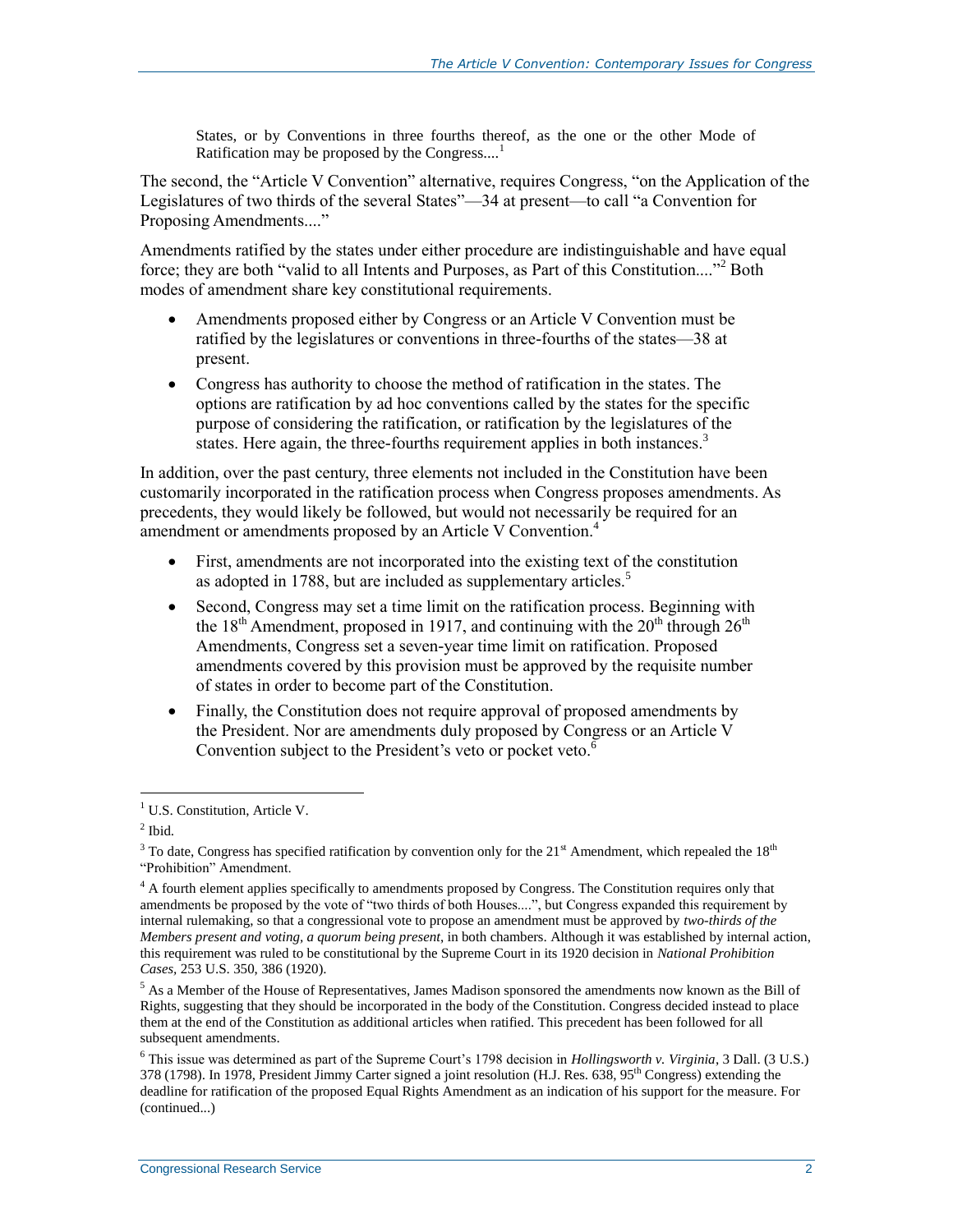> States, or by Conventions in three fourths thereof, as the one or the other Mode of Ratification may be proposed by the Congress....[1]

The second, the "Article V Convention" alternative, requires Congress, "on the Application of the Legislatures of two thirds of the several States"—34 at present—to call "a Convention for Proposing Amendments...."

Amendments ratified by the states under either procedure are indistinguishable and have equal force; they are both "valid to all Intents and Purposes, as Part of this Constitution...."[2] Both modes of amendment share key constitutional requirements.

- Amendments proposed either by Congress or an Article V Convention must be ratified by the legislatures or conventions in three-fourths of the states—38 at present.
- Congress has authority to choose the method of ratification in the states. The options are ratification by ad hoc conventions called by the states for the specific purpose of considering the ratification, or ratification by the legislatures of the states. Here again, the three-fourths requirement applies in both instances.[3]

In addition, over the past century, three elements not included in the Constitution have been customarily incorporated in the ratification process when Congress proposes amendments. As precedents, they would likely be followed, but would not necessarily be required for an amendment or amendments proposed by an Article V Convention.[4]

- First, amendments are not incorporated into the existing text of the constitution as adopted in 1788, but are included as supplementary articles.[5]
- Second, Congress may set a time limit on the ratification process. Beginning with the 18th Amendment, proposed in 1917, and continuing with the 20th through 26th Amendments, Congress set a seven-year time limit on ratification. Proposed amendments covered by this provision must be approved by the requisite number of states in order to become part of the Constitution.
- Finally, the Constitution does not require approval of proposed amendments by the President. Nor are amendments duly proposed by Congress or an Article V Convention subject to the President's veto or pocket veto.[6]

---

[1] U.S. Constitution, Article V.

[2] Ibid.

[3] To date, Congress has specified ratification by convention only for the 21st Amendment, which repealed the 18th "Prohibition" Amendment.

[4] A fourth element applies specifically to amendments proposed by Congress. The Constitution requires only that amendments be proposed by the vote of "two thirds of both Houses....", but Congress expanded this requirement by internal rulemaking, so that a congressional vote to propose an amendment must be approved by *two-thirds of the Members present and voting, a quorum being present*, in both chambers. Although it was established by internal action, this requirement was ruled to be constitutional by the Supreme Court in its 1920 decision in *National Prohibition Cases*, 253 U.S. 350, 386 (1920).

[5] As a Member of the House of Representatives, James Madison sponsored the amendments now known as the Bill of Rights, suggesting that they should be incorporated in the body of the Constitution. Congress decided instead to place them at the end of the Constitution as additional articles when ratified. This precedent has been followed for all subsequent amendments.

[6] This issue was determined as part of the Supreme Court's 1798 decision in *Hollingsworth v. Virginia*, 3 Dall. (3 U.S.) 378 (1798). In 1978, President Jimmy Carter signed a joint resolution (H.J. Res. 638, 95th Congress) extending the deadline for ratification of the proposed Equal Rights Amendment as an indication of his support for the measure. For (continued...)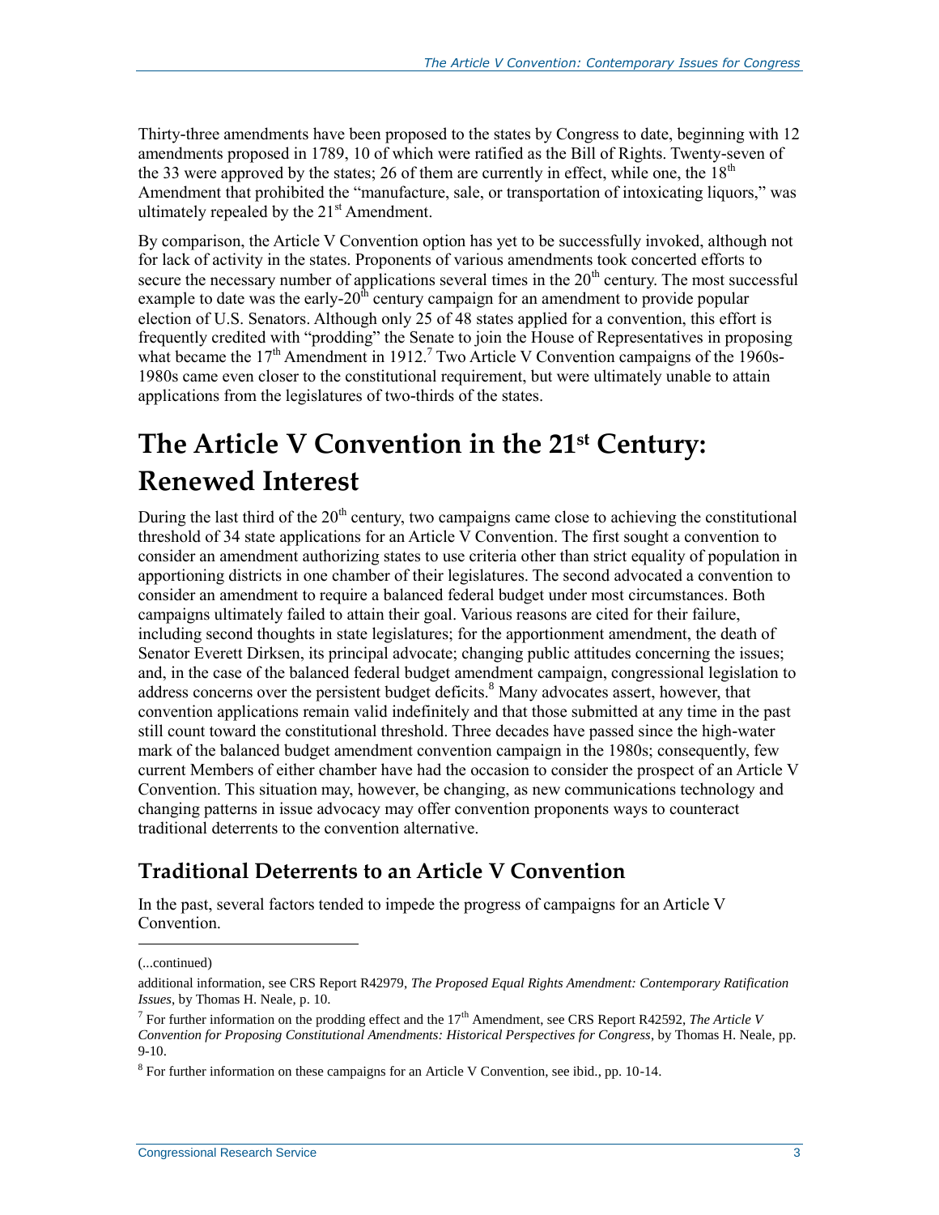Thirty-three amendments have been proposed to the states by Congress to date, beginning with 12 amendments proposed in 1789, 10 of which were ratified as the Bill of Rights. Twenty-seven of the 33 were approved by the states; 26 of them are currently in effect, while one, the 18th Amendment that prohibited the "manufacture, sale, or transportation of intoxicating liquors," was ultimately repealed by the 21st Amendment.

By comparison, the Article V Convention option has yet to be successfully invoked, although not for lack of activity in the states. Proponents of various amendments took concerted efforts to secure the necessary number of applications several times in the 20th century. The most successful example to date was the early-20th century campaign for an amendment to provide popular election of U.S. Senators. Although only 25 of 48 states applied for a convention, this effort is frequently credited with "prodding" the Senate to join the House of Representatives in proposing what became the 17th Amendment in 1912.[7] Two Article V Convention campaigns of the 1960s-1980s came even closer to the constitutional requirement, but were ultimately unable to attain applications from the legislatures of two-thirds of the states.

# The Article V Convention in the 21st Century: Renewed Interest

During the last third of the 20th century, two campaigns came close to achieving the constitutional threshold of 34 state applications for an Article V Convention. The first sought a convention to consider an amendment authorizing states to use criteria other than strict equality of population in apportioning districts in one chamber of their legislatures. The second advocated a convention to consider an amendment to require a balanced federal budget under most circumstances. Both campaigns ultimately failed to attain their goal. Various reasons are cited for their failure, including second thoughts in state legislatures; for the apportionment amendment, the death of Senator Everett Dirksen, its principal advocate; changing public attitudes concerning the issues; and, in the case of the balanced federal budget amendment campaign, congressional legislation to address concerns over the persistent budget deficits.[8] Many advocates assert, however, that convention applications remain valid indefinitely and that those submitted at any time in the past still count toward the constitutional threshold. Three decades have passed since the high-water mark of the balanced budget amendment convention campaign in the 1980s; consequently, few current Members of either chamber have had the occasion to consider the prospect of an Article V Convention. This situation may, however, be changing, as new communications technology and changing patterns in issue advocacy may offer convention proponents ways to counteract traditional deterrents to the convention alternative.

## Traditional Deterrents to an Article V Convention

In the past, several factors tended to impede the progress of campaigns for an Article V Convention.

---

(...continued)

additional information, see CRS Report R42979, *The Proposed Equal Rights Amendment: Contemporary Ratification Issues*, by Thomas H. Neale, p. 10.

[7] For further information on the prodding effect and the 17th Amendment, see CRS Report R42592, *The Article V Convention for Proposing Constitutional Amendments: Historical Perspectives for Congress*, by Thomas H. Neale, pp. 9-10.

[8] For further information on these campaigns for an Article V Convention, see ibid., pp. 10-14.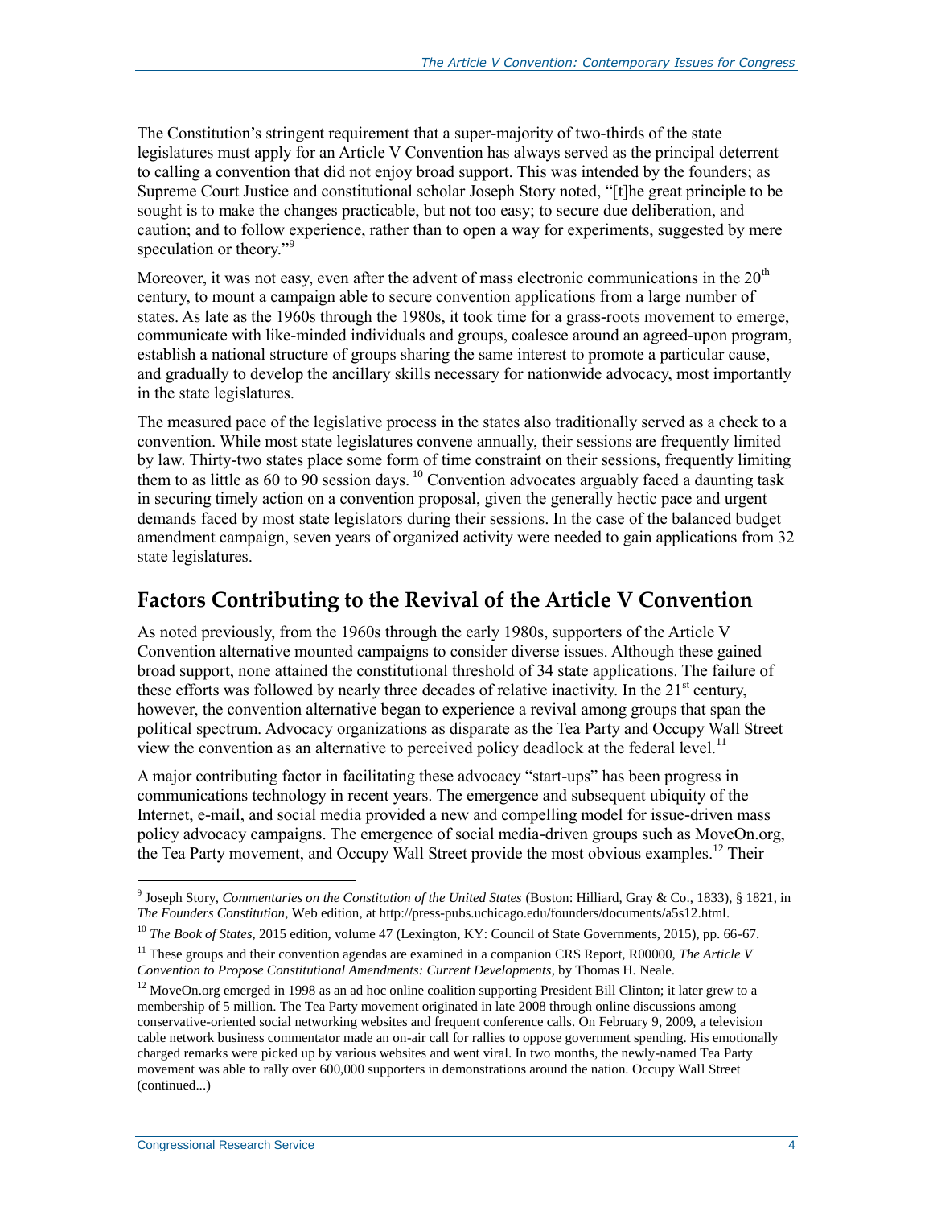The Constitution's stringent requirement that a super-majority of two-thirds of the state legislatures must apply for an Article V Convention has always served as the principal deterrent to calling a convention that did not enjoy broad support. This was intended by the founders; as Supreme Court Justice and constitutional scholar Joseph Story noted, "[t]he great principle to be sought is to make the changes practicable, but not too easy; to secure due deliberation, and caution; and to follow experience, rather than to open a way for experiments, suggested by mere speculation or theory."[9]

Moreover, it was not easy, even after the advent of mass electronic communications in the 20th century, to mount a campaign able to secure convention applications from a large number of states. As late as the 1960s through the 1980s, it took time for a grass-roots movement to emerge, communicate with like-minded individuals and groups, coalesce around an agreed-upon program, establish a national structure of groups sharing the same interest to promote a particular cause, and gradually to develop the ancillary skills necessary for nationwide advocacy, most importantly in the state legislatures.

The measured pace of the legislative process in the states also traditionally served as a check to a convention. While most state legislatures convene annually, their sessions are frequently limited by law. Thirty-two states place some form of time constraint on their sessions, frequently limiting them to as little as 60 to 90 session days.[10] Convention advocates arguably faced a daunting task in securing timely action on a convention proposal, given the generally hectic pace and urgent demands faced by most state legislators during their sessions. In the case of the balanced budget amendment campaign, seven years of organized activity were needed to gain applications from 32 state legislatures.

## Factors Contributing to the Revival of the Article V Convention

As noted previously, from the 1960s through the early 1980s, supporters of the Article V Convention alternative mounted campaigns to consider diverse issues. Although these gained broad support, none attained the constitutional threshold of 34 state applications. The failure of these efforts was followed by nearly three decades of relative inactivity. In the 21st century, however, the convention alternative began to experience a revival among groups that span the political spectrum. Advocacy organizations as disparate as the Tea Party and Occupy Wall Street view the convention as an alternative to perceived policy deadlock at the federal level.[11]

A major contributing factor in facilitating these advocacy "start-ups" has been progress in communications technology in recent years. The emergence and subsequent ubiquity of the Internet, e-mail, and social media provided a new and compelling model for issue-driven mass policy advocacy campaigns. The emergence of social media-driven groups such as MoveOn.org, the Tea Party movement, and Occupy Wall Street provide the most obvious examples.[12] Their

---

[9] Joseph Story, *Commentaries on the Constitution of the United States* (Boston: Hilliard, Gray & Co., 1833), § 1821, in *The Founders Constitution*, Web edition, at http://press-pubs.uchicago.edu/founders/documents/a5s12.html.

[10] *The Book of States*, 2015 edition, volume 47 (Lexington, KY: Council of State Governments, 2015), pp. 66-67.

[11] These groups and their convention agendas are examined in a companion CRS Report, R00000, *The Article V Convention to Propose Constitutional Amendments: Current Developments*, by Thomas H. Neale.

[12] MoveOn.org emerged in 1998 as an ad hoc online coalition supporting President Bill Clinton; it later grew to a membership of 5 million. The Tea Party movement originated in late 2008 through online discussions among conservative-oriented social networking websites and frequent conference calls. On February 9, 2009, a television cable network business commentator made an on-air call for rallies to oppose government spending. His emotionally charged remarks were picked up by various websites and went viral. In two months, the newly-named Tea Party movement was able to rally over 600,000 supporters in demonstrations around the nation. Occupy Wall Street (continued...)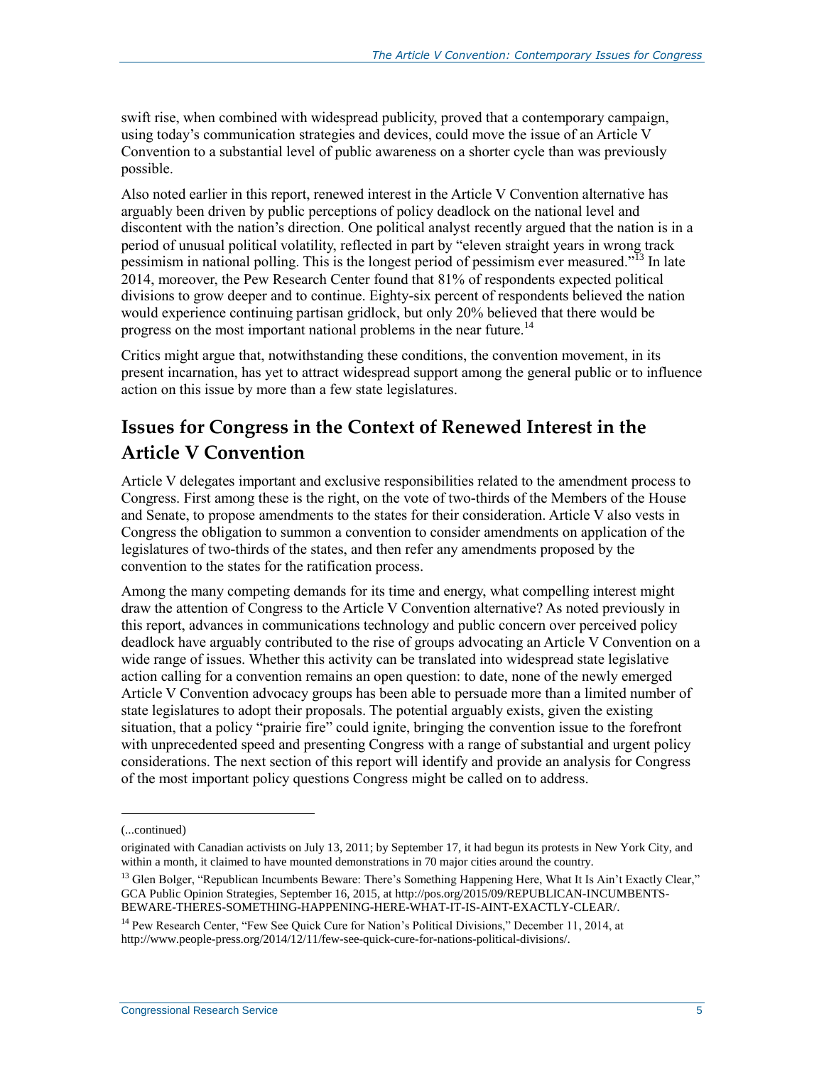swift rise, when combined with widespread publicity, proved that a contemporary campaign, using today's communication strategies and devices, could move the issue of an Article V Convention to a substantial level of public awareness on a shorter cycle than was previously possible.

Also noted earlier in this report, renewed interest in the Article V Convention alternative has arguably been driven by public perceptions of policy deadlock on the national level and discontent with the nation's direction. One political analyst recently argued that the nation is in a period of unusual political volatility, reflected in part by "eleven straight years in wrong track pessimism in national polling. This is the longest period of pessimism ever measured."[13] In late 2014, moreover, the Pew Research Center found that 81% of respondents expected political divisions to grow deeper and to continue. Eighty-six percent of respondents believed the nation would experience continuing partisan gridlock, but only 20% believed that there would be progress on the most important national problems in the near future.[14]

Critics might argue that, notwithstanding these conditions, the convention movement, in its present incarnation, has yet to attract widespread support among the general public or to influence action on this issue by more than a few state legislatures.

## Issues for Congress in the Context of Renewed Interest in the Article V Convention

Article V delegates important and exclusive responsibilities related to the amendment process to Congress. First among these is the right, on the vote of two-thirds of the Members of the House and Senate, to propose amendments to the states for their consideration. Article V also vests in Congress the obligation to summon a convention to consider amendments on application of the legislatures of two-thirds of the states, and then refer any amendments proposed by the convention to the states for the ratification process.

Among the many competing demands for its time and energy, what compelling interest might draw the attention of Congress to the Article V Convention alternative? As noted previously in this report, advances in communications technology and public concern over perceived policy deadlock have arguably contributed to the rise of groups advocating an Article V Convention on a wide range of issues. Whether this activity can be translated into widespread state legislative action calling for a convention remains an open question: to date, none of the newly emerged Article V Convention advocacy groups has been able to persuade more than a limited number of state legislatures to adopt their proposals. The potential arguably exists, given the existing situation, that a policy "prairie fire" could ignite, bringing the convention issue to the forefront with unprecedented speed and presenting Congress with a range of substantial and urgent policy considerations. The next section of this report will identify and provide an analysis for Congress of the most important policy questions Congress might be called on to address.

---

(...continued)

originated with Canadian activists on July 13, 2011; by September 17, it had begun its protests in New York City, and within a month, it claimed to have mounted demonstrations in 70 major cities around the country.

[13] Glen Bolger, "Republican Incumbents Beware: There's Something Happening Here, What It Is Ain't Exactly Clear," GCA Public Opinion Strategies, September 16, 2015, at http://pos.org/2015/09/REPUBLICAN-INCUMBENTS-BEWARE-THERES-SOMETHING-HAPPENING-HERE-WHAT-IT-IS-AINT-EXACTLY-CLEAR/.

[14] Pew Research Center, "Few See Quick Cure for Nation's Political Divisions," December 11, 2014, at http://www.people-press.org/2014/12/11/few-see-quick-cure-for-nations-political-divisions/.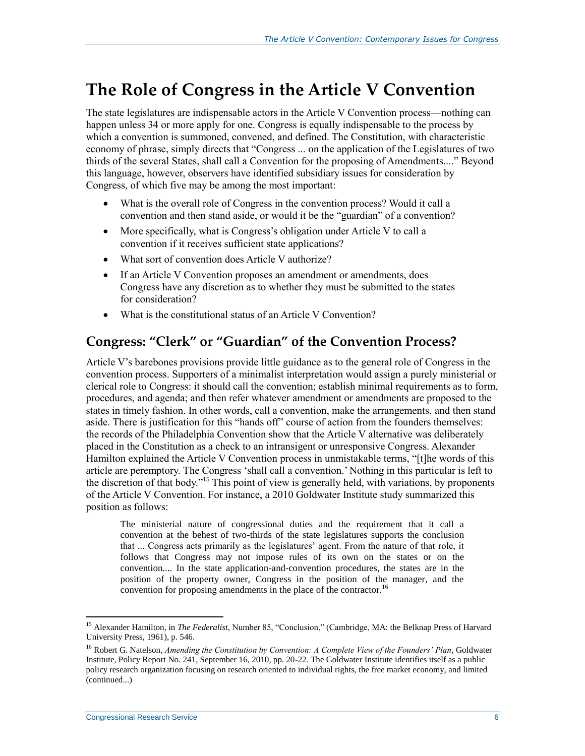# The Role of Congress in the Article V Convention

The state legislatures are indispensable actors in the Article V Convention process—nothing can happen unless 34 or more apply for one. Congress is equally indispensable to the process by which a convention is summoned, convened, and defined. The Constitution, with characteristic economy of phrase, simply directs that "Congress ... on the application of the Legislatures of two thirds of the several States, shall call a Convention for the proposing of Amendments...." Beyond this language, however, observers have identified subsidiary issues for consideration by Congress, of which five may be among the most important:

- What is the overall role of Congress in the convention process? Would it call a convention and then stand aside, or would it be the "guardian" of a convention?
- More specifically, what is Congress's obligation under Article V to call a convention if it receives sufficient state applications?
- What sort of convention does Article V authorize?
- If an Article V Convention proposes an amendment or amendments, does Congress have any discretion as to whether they must be submitted to the states for consideration?
- What is the constitutional status of an Article V Convention?

## Congress: "Clerk" or "Guardian" of the Convention Process?

Article V's barebones provisions provide little guidance as to the general role of Congress in the convention process. Supporters of a minimalist interpretation would assign a purely ministerial or clerical role to Congress: it should call the convention; establish minimal requirements as to form, procedures, and agenda; and then refer whatever amendment or amendments are proposed to the states in timely fashion. In other words, call a convention, make the arrangements, and then stand aside. There is justification for this "hands off" course of action from the founders themselves: the records of the Philadelphia Convention show that the Article V alternative was deliberately placed in the Constitution as a check to an intransigent or unresponsive Congress. Alexander Hamilton explained the Article V Convention process in unmistakable terms, "[t]he words of this article are peremptory. The Congress 'shall call a convention.' Nothing in this particular is left to the discretion of that body."[15] This point of view is generally held, with variations, by proponents of the Article V Convention. For instance, a 2010 Goldwater Institute study summarized this position as follows:

> The ministerial nature of congressional duties and the requirement that it call a convention at the behest of two-thirds of the state legislatures supports the conclusion that ... Congress acts primarily as the legislatures' agent. From the nature of that role, it follows that Congress may not impose rules of its own on the states or on the convention.... In the state application-and-convention procedures, the states are in the position of the property owner, Congress in the position of the manager, and the convention for proposing amendments in the place of the contractor.[16]

---

[15] Alexander Hamilton, in *The Federalist*, Number 85, "Conclusion," (Cambridge, MA: the Belknap Press of Harvard University Press, 1961), p. 546.

[16] Robert G. Natelson, *Amending the Constitution by Convention: A Complete View of the Founders' Plan*, Goldwater Institute, Policy Report No. 241, September 16, 2010, pp. 20-22. The Goldwater Institute identifies itself as a public policy research organization focusing on research oriented to individual rights, the free market economy, and limited (continued...)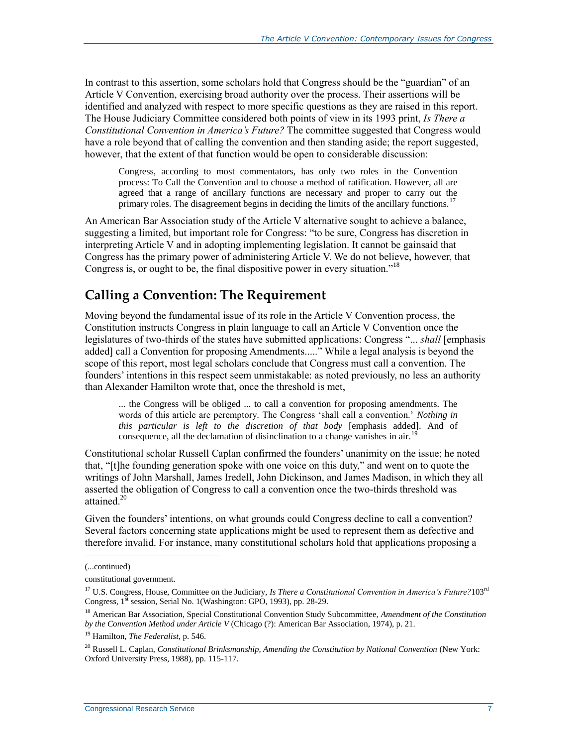In contrast to this assertion, some scholars hold that Congress should be the "guardian" of an Article V Convention, exercising broad authority over the process. Their assertions will be identified and analyzed with respect to more specific questions as they are raised in this report. The House Judiciary Committee considered both points of view in its 1993 print, *Is There a Constitutional Convention in America's Future?* The committee suggested that Congress would have a role beyond that of calling the convention and then standing aside; the report suggested, however, that the extent of that function would be open to considerable discussion:

> Congress, according to most commentators, has only two roles in the Convention process: To Call the Convention and to choose a method of ratification. However, all are agreed that a range of ancillary functions are necessary and proper to carry out the primary roles. The disagreement begins in deciding the limits of the ancillary functions.[17]

An American Bar Association study of the Article V alternative sought to achieve a balance, suggesting a limited, but important role for Congress: "to be sure, Congress has discretion in interpreting Article V and in adopting implementing legislation. It cannot be gainsaid that Congress has the primary power of administering Article V. We do not believe, however, that Congress is, or ought to be, the final dispositive power in every situation."[18]

## Calling a Convention: The Requirement

Moving beyond the fundamental issue of its role in the Article V Convention process, the Constitution instructs Congress in plain language to call an Article V Convention once the legislatures of two-thirds of the states have submitted applications: Congress "... *shall* [emphasis added] call a Convention for proposing Amendments....." While a legal analysis is beyond the scope of this report, most legal scholars conclude that Congress must call a convention. The founders' intentions in this respect seem unmistakable: as noted previously, no less an authority than Alexander Hamilton wrote that, once the threshold is met,

> ... the Congress will be obliged ... to call a convention for proposing amendments. The words of this article are peremptory. The Congress 'shall call a convention.' *Nothing in this particular is left to the discretion of that body* [emphasis added]. And of consequence, all the declamation of disinclination to a change vanishes in air.[19]

Constitutional scholar Russell Caplan confirmed the founders' unanimity on the issue; he noted that, "[t]he founding generation spoke with one voice on this duty," and went on to quote the writings of John Marshall, James Iredell, John Dickinson, and James Madison, in which they all asserted the obligation of Congress to call a convention once the two-thirds threshold was attained.[20]

Given the founders' intentions, on what grounds could Congress decline to call a convention? Several factors concerning state applications might be used to represent them as defective and therefore invalid. For instance, many constitutional scholars hold that applications proposing a

---

(...continued)

constitutional government.

[17] U.S. Congress, House, Committee on the Judiciary, *Is There a Constitutional Convention in America's Future?* 103rd Congress, 1st session, Serial No. 1(Washington: GPO, 1993), pp. 28-29.

[18] American Bar Association, Special Constitutional Convention Study Subcommittee, *Amendment of the Constitution by the Convention Method under Article V* (Chicago (?): American Bar Association, 1974), p. 21.

[19] Hamilton, *The Federalist*, p. 546.

[20] Russell L. Caplan, *Constitutional Brinksmanship, Amending the Constitution by National Convention* (New York: Oxford University Press, 1988), pp. 115-117.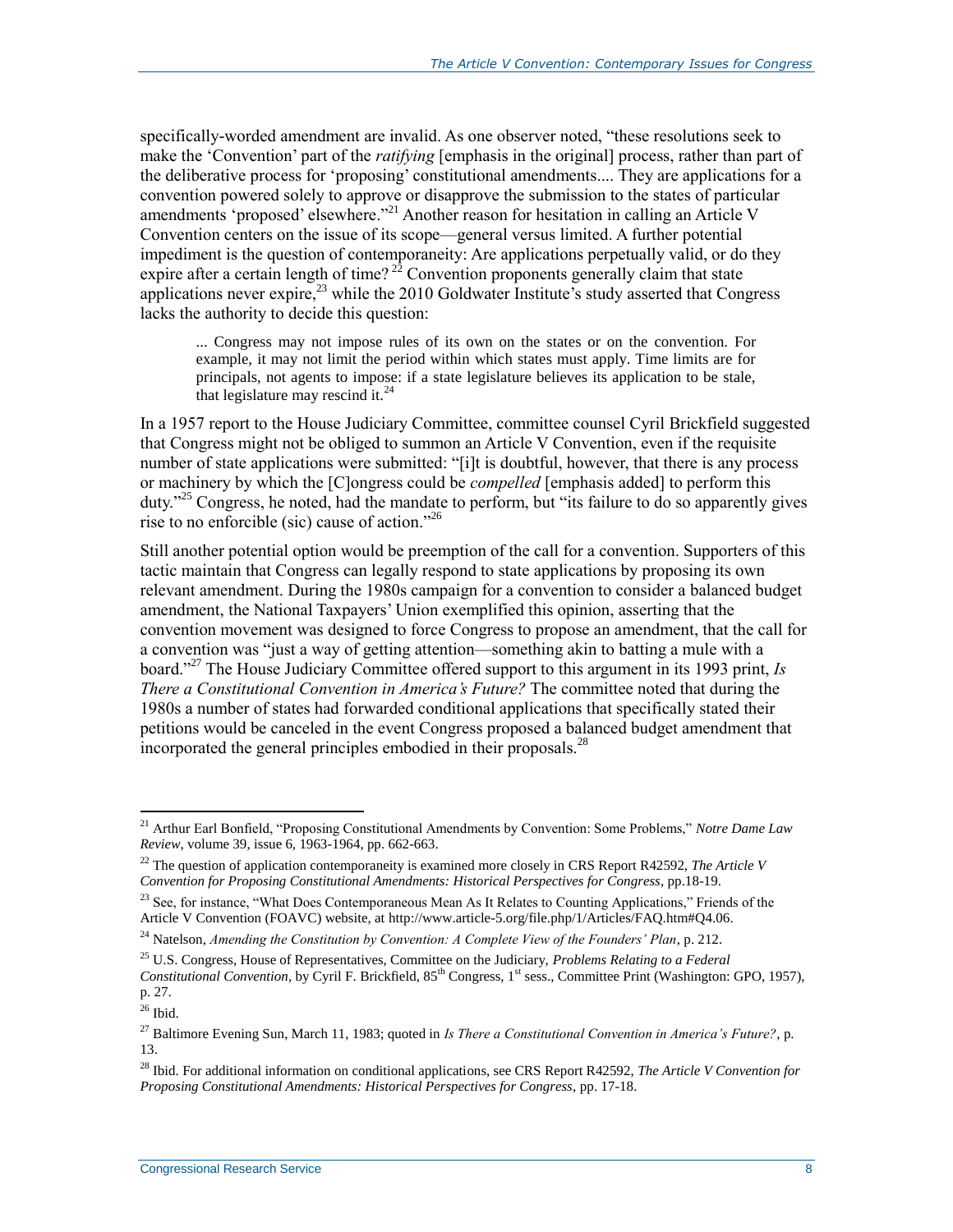specifically-worded amendment are invalid. As one observer noted, "these resolutions seek to make the 'Convention' part of the *ratifying* [emphasis in the original] process, rather than part of the deliberative process for 'proposing' constitutional amendments.... They are applications for a convention powered solely to approve or disapprove the submission to the states of particular amendments 'proposed' elsewhere."[21] Another reason for hesitation in calling an Article V Convention centers on the issue of its scope—general versus limited. A further potential impediment is the question of contemporaneity: Are applications perpetually valid, or do they expire after a certain length of time? [22] Convention proponents generally claim that state applications never expire,[23] while the 2010 Goldwater Institute's study asserted that Congress lacks the authority to decide this question:

> ... Congress may not impose rules of its own on the states or on the convention. For example, it may not limit the period within which states must apply. Time limits are for principals, not agents to impose: if a state legislature believes its application to be stale, that legislature may rescind it.[24]

In a 1957 report to the House Judiciary Committee, committee counsel Cyril Brickfield suggested that Congress might not be obliged to summon an Article V Convention, even if the requisite number of state applications were submitted: "[i]t is doubtful, however, that there is any process or machinery by which the [C]ongress could be *compelled* [emphasis added] to perform this duty."[25] Congress, he noted, had the mandate to perform, but "its failure to do so apparently gives rise to no enforcible (sic) cause of action."[26]

Still another potential option would be preemption of the call for a convention. Supporters of this tactic maintain that Congress can legally respond to state applications by proposing its own relevant amendment. During the 1980s campaign for a convention to consider a balanced budget amendment, the National Taxpayers' Union exemplified this opinion, asserting that the convention movement was designed to force Congress to propose an amendment, that the call for a convention was "just a way of getting attention—something akin to batting a mule with a board."[27] The House Judiciary Committee offered support to this argument in its 1993 print, *Is There a Constitutional Convention in America's Future?* The committee noted that during the 1980s a number of states had forwarded conditional applications that specifically stated their petitions would be canceled in the event Congress proposed a balanced budget amendment that incorporated the general principles embodied in their proposals.[28]

---

[21] Arthur Earl Bonfield, "Proposing Constitutional Amendments by Convention: Some Problems," *Notre Dame Law Review*, volume 39, issue 6, 1963-1964, pp. 662-663.

[22] The question of application contemporaneity is examined more closely in CRS Report R42592, *The Article V Convention for Proposing Constitutional Amendments: Historical Perspectives for Congress*, pp.18-19.

[23] See, for instance, "What Does Contemporaneous Mean As It Relates to Counting Applications," Friends of the Article V Convention (FOAVC) website, at http://www.article-5.org/file.php/1/Articles/FAQ.htm#Q4.06.

[24] Natelson, *Amending the Constitution by Convention: A Complete View of the Founders' Plan*, p. 212.

[25] U.S. Congress, House of Representatives, Committee on the Judiciary, *Problems Relating to a Federal Constitutional Convention*, by Cyril F. Brickfield, 85th Congress, 1st sess., Committee Print (Washington: GPO, 1957), p. 27.

[26] Ibid.

[27] Baltimore Evening Sun, March 11, 1983; quoted in *Is There a Constitutional Convention in America's Future?*, p. 13.

[28] Ibid. For additional information on conditional applications, see CRS Report R42592, *The Article V Convention for Proposing Constitutional Amendments: Historical Perspectives for Congress*, pp. 17-18.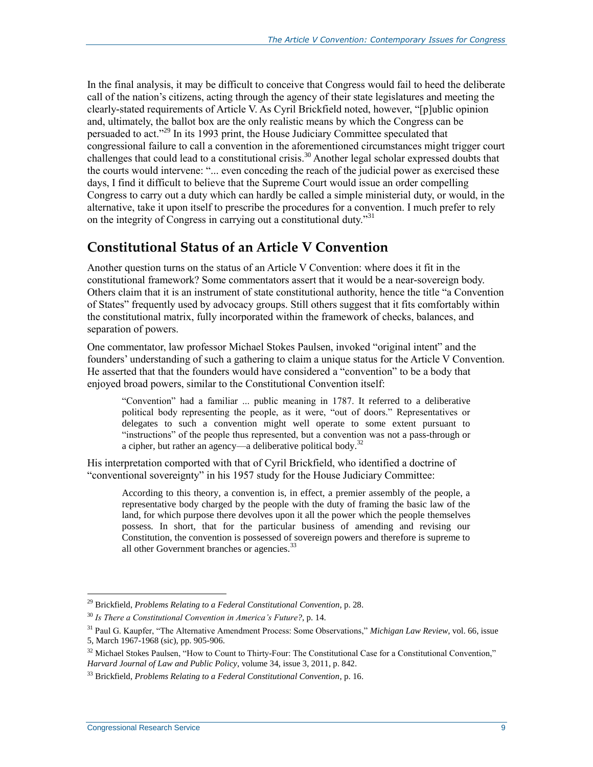In the final analysis, it may be difficult to conceive that Congress would fail to heed the deliberate call of the nation's citizens, acting through the agency of their state legislatures and meeting the clearly-stated requirements of Article V. As Cyril Brickfield noted, however, "[p]ublic opinion and, ultimately, the ballot box are the only realistic means by which the Congress can be persuaded to act."[29] In its 1993 print, the House Judiciary Committee speculated that congressional failure to call a convention in the aforementioned circumstances might trigger court challenges that could lead to a constitutional crisis.[30] Another legal scholar expressed doubts that the courts would intervene: "... even conceding the reach of the judicial power as exercised these days, I find it difficult to believe that the Supreme Court would issue an order compelling Congress to carry out a duty which can hardly be called a simple ministerial duty, or would, in the alternative, take it upon itself to prescribe the procedures for a convention. I much prefer to rely on the integrity of Congress in carrying out a constitutional duty."[31]

## Constitutional Status of an Article V Convention

Another question turns on the status of an Article V Convention: where does it fit in the constitutional framework? Some commentators assert that it would be a near-sovereign body. Others claim that it is an instrument of state constitutional authority, hence the title "a Convention of States" frequently used by advocacy groups. Still others suggest that it fits comfortably within the constitutional matrix, fully incorporated within the framework of checks, balances, and separation of powers.

One commentator, law professor Michael Stokes Paulsen, invoked "original intent" and the founders' understanding of such a gathering to claim a unique status for the Article V Convention. He asserted that that the founders would have considered a "convention" to be a body that enjoyed broad powers, similar to the Constitutional Convention itself:

> "Convention" had a familiar ... public meaning in 1787. It referred to a deliberative political body representing the people, as it were, "out of doors." Representatives or delegates to such a convention might well operate to some extent pursuant to "instructions" of the people thus represented, but a convention was not a pass-through or a cipher, but rather an agency—a deliberative political body.[32]

His interpretation comported with that of Cyril Brickfield, who identified a doctrine of "conventional sovereignty" in his 1957 study for the House Judiciary Committee:

> According to this theory, a convention is, in effect, a premier assembly of the people, a representative body charged by the people with the duty of framing the basic law of the land, for which purpose there devolves upon it all the power which the people themselves possess. In short, that for the particular business of amending and revising our Constitution, the convention is possessed of sovereign powers and therefore is supreme to all other Government branches or agencies.[33]

---

[29] Brickfield, *Problems Relating to a Federal Constitutional Convention*, p. 28.

[30] *Is There a Constitutional Convention in America's Future?*, p. 14.

[31] Paul G. Kaupfer, "The Alternative Amendment Process: Some Observations," *Michigan Law Review*, vol. 66, issue 5, March 1967-1968 (sic), pp. 905-906.

[32] Michael Stokes Paulsen, "How to Count to Thirty-Four: The Constitutional Case for a Constitutional Convention," *Harvard Journal of Law and Public Policy*, volume 34, issue 3, 2011, p. 842.

[33] Brickfield, *Problems Relating to a Federal Constitutional Convention*, p. 16.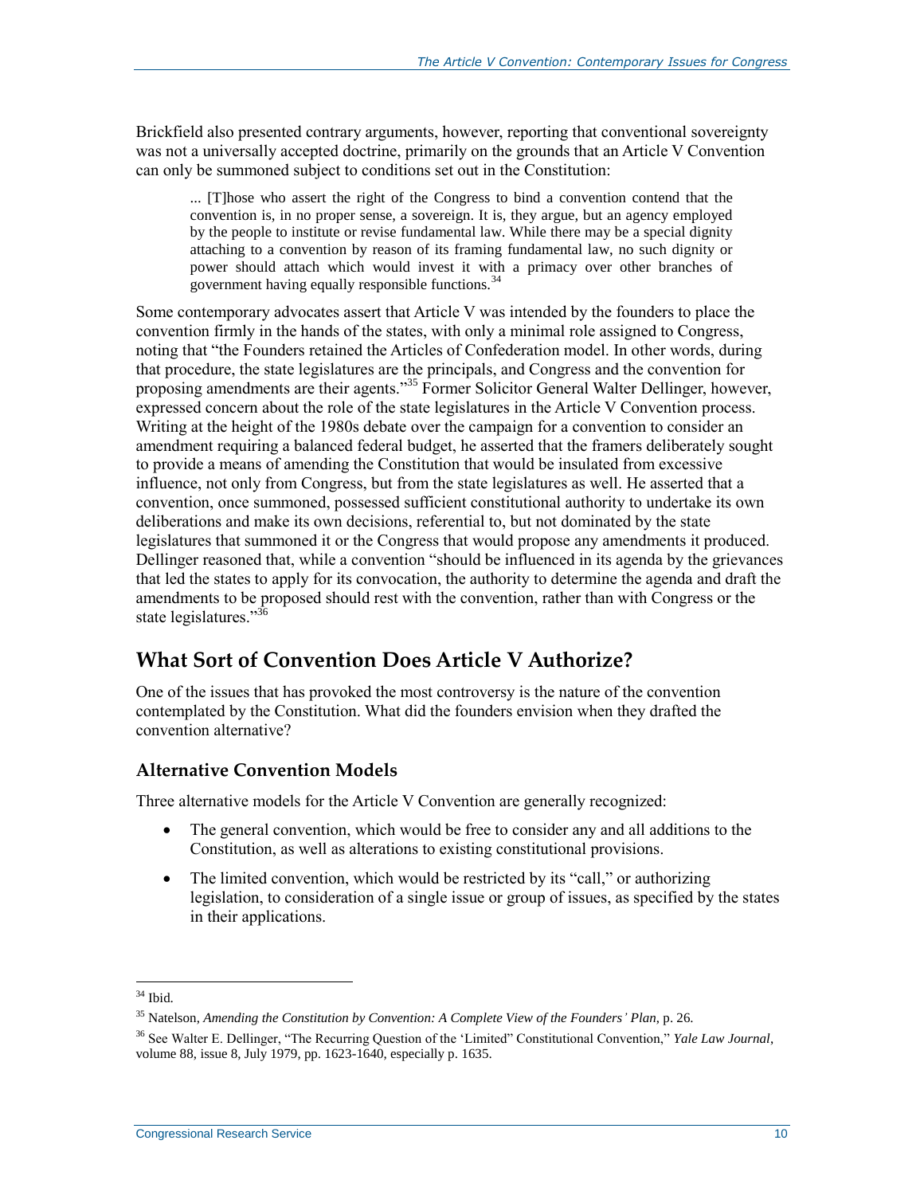Brickfield also presented contrary arguments, however, reporting that conventional sovereignty was not a universally accepted doctrine, primarily on the grounds that an Article V Convention can only be summoned subject to conditions set out in the Constitution:

> ... [T]hose who assert the right of the Congress to bind a convention contend that the convention is, in no proper sense, a sovereign. It is, they argue, but an agency employed by the people to institute or revise fundamental law. While there may be a special dignity attaching to a convention by reason of its framing fundamental law, no such dignity or power should attach which would invest it with a primacy over other branches of government having equally responsible functions.[34]

Some contemporary advocates assert that Article V was intended by the founders to place the convention firmly in the hands of the states, with only a minimal role assigned to Congress, noting that "the Founders retained the Articles of Confederation model. In other words, during that procedure, the state legislatures are the principals, and Congress and the convention for proposing amendments are their agents."[35] Former Solicitor General Walter Dellinger, however, expressed concern about the role of the state legislatures in the Article V Convention process. Writing at the height of the 1980s debate over the campaign for a convention to consider an amendment requiring a balanced federal budget, he asserted that the framers deliberately sought to provide a means of amending the Constitution that would be insulated from excessive influence, not only from Congress, but from the state legislatures as well. He asserted that a convention, once summoned, possessed sufficient constitutional authority to undertake its own deliberations and make its own decisions, referential to, but not dominated by the state legislatures that summoned it or the Congress that would propose any amendments it produced. Dellinger reasoned that, while a convention "should be influenced in its agenda by the grievances that led the states to apply for its convocation, the authority to determine the agenda and draft the amendments to be proposed should rest with the convention, rather than with Congress or the state legislatures."[36]

## What Sort of Convention Does Article V Authorize?

One of the issues that has provoked the most controversy is the nature of the convention contemplated by the Constitution. What did the founders envision when they drafted the convention alternative?

### Alternative Convention Models

Three alternative models for the Article V Convention are generally recognized:

- The general convention, which would be free to consider any and all additions to the Constitution, as well as alterations to existing constitutional provisions.
- The limited convention, which would be restricted by its "call," or authorizing legislation, to consideration of a single issue or group of issues, as specified by the states in their applications.

---

[34] Ibid.

[35] Natelson, *Amending the Constitution by Convention: A Complete View of the Founders' Plan*, p. 26.

[36] See Walter E. Dellinger, "The Recurring Question of the 'Limited" Constitutional Convention," *Yale Law Journal*, volume 88, issue 8, July 1979, pp. 1623-1640, especially p. 1635.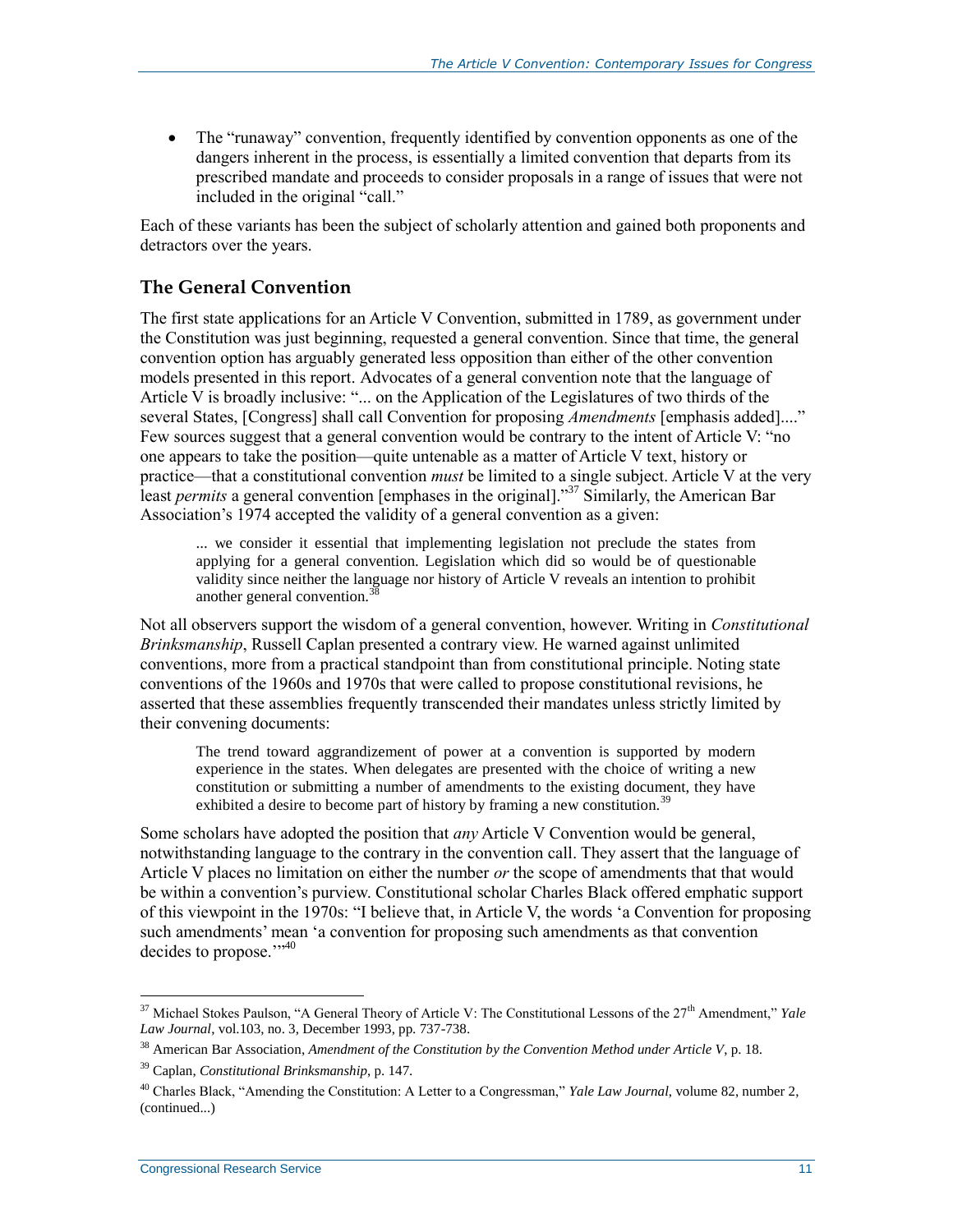- The "runaway" convention, frequently identified by convention opponents as one of the dangers inherent in the process, is essentially a limited convention that departs from its prescribed mandate and proceeds to consider proposals in a range of issues that were not included in the original "call."

Each of these variants has been the subject of scholarly attention and gained both proponents and detractors over the years.

### The General Convention

The first state applications for an Article V Convention, submitted in 1789, as government under the Constitution was just beginning, requested a general convention. Since that time, the general convention option has arguably generated less opposition than either of the other convention models presented in this report. Advocates of a general convention note that the language of Article V is broadly inclusive: "... on the Application of the Legislatures of two thirds of the several States, [Congress] shall call Convention for proposing *Amendments* [emphasis added]...." Few sources suggest that a general convention would be contrary to the intent of Article V: "no one appears to take the position—quite untenable as a matter of Article V text, history or practice—that a constitutional convention *must* be limited to a single subject. Article V at the very least *permits* a general convention [emphases in the original]."[37] Similarly, the American Bar Association's 1974 accepted the validity of a general convention as a given:

> ... we consider it essential that implementing legislation not preclude the states from applying for a general convention. Legislation which did so would be of questionable validity since neither the language nor history of Article V reveals an intention to prohibit another general convention.[38]

Not all observers support the wisdom of a general convention, however. Writing in *Constitutional Brinksmanship*, Russell Caplan presented a contrary view. He warned against unlimited conventions, more from a practical standpoint than from constitutional principle. Noting state conventions of the 1960s and 1970s that were called to propose constitutional revisions, he asserted that these assemblies frequently transcended their mandates unless strictly limited by their convening documents:

> The trend toward aggrandizement of power at a convention is supported by modern experience in the states. When delegates are presented with the choice of writing a new constitution or submitting a number of amendments to the existing document, they have exhibited a desire to become part of history by framing a new constitution.[39]

Some scholars have adopted the position that *any* Article V Convention would be general, notwithstanding language to the contrary in the convention call. They assert that the language of Article V places no limitation on either the number *or* the scope of amendments that that would be within a convention's purview. Constitutional scholar Charles Black offered emphatic support of this viewpoint in the 1970s: "I believe that, in Article V, the words 'a Convention for proposing such amendments' mean 'a convention for proposing such amendments as that convention decides to propose.'"[40]

---

[37] Michael Stokes Paulson, "A General Theory of Article V: The Constitutional Lessons of the 27th Amendment," *Yale Law Journal*, vol.103, no. 3, December 1993, pp. 737-738.

[38] American Bar Association, *Amendment of the Constitution by the Convention Method under Article V*, p. 18.

[39] Caplan, *Constitutional Brinksmanship*, p. 147.

[40] Charles Black, "Amending the Constitution: A Letter to a Congressman," *Yale Law Journal*, volume 82, number 2, (continued...)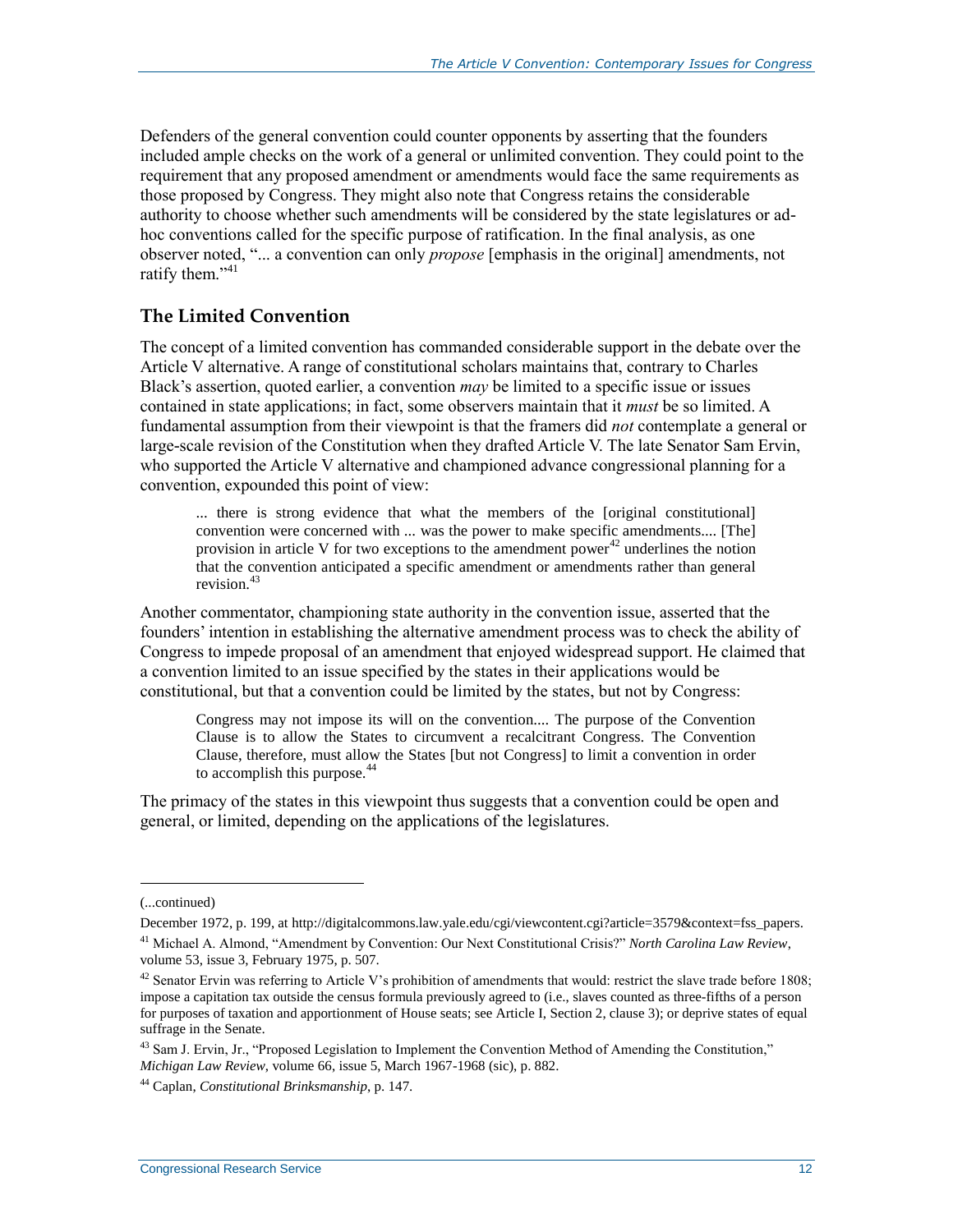Defenders of the general convention could counter opponents by asserting that the founders included ample checks on the work of a general or unlimited convention. They could point to the requirement that any proposed amendment or amendments would face the same requirements as those proposed by Congress. They might also note that Congress retains the considerable authority to choose whether such amendments will be considered by the state legislatures or ad-hoc conventions called for the specific purpose of ratification. In the final analysis, as one observer noted, "... a convention can only *propose* [emphasis in the original] amendments, not ratify them."[41]

## The Limited Convention

The concept of a limited convention has commanded considerable support in the debate over the Article V alternative. A range of constitutional scholars maintains that, contrary to Charles Black's assertion, quoted earlier, a convention *may* be limited to a specific issue or issues contained in state applications; in fact, some observers maintain that it *must* be so limited. A fundamental assumption from their viewpoint is that the framers did *not* contemplate a general or large-scale revision of the Constitution when they drafted Article V. The late Senator Sam Ervin, who supported the Article V alternative and championed advance congressional planning for a convention, expounded this point of view:

> ... there is strong evidence that what the members of the [original constitutional] convention were concerned with ... was the power to make specific amendments.... [The] provision in article V for two exceptions to the amendment power[42] underlines the notion that the convention anticipated a specific amendment or amendments rather than general revision.[43]

Another commentator, championing state authority in the convention issue, asserted that the founders' intention in establishing the alternative amendment process was to check the ability of Congress to impede proposal of an amendment that enjoyed widespread support. He claimed that a convention limited to an issue specified by the states in their applications would be constitutional, but that a convention could be limited by the states, but not by Congress:

> Congress may not impose its will on the convention.... The purpose of the Convention Clause is to allow the States to circumvent a recalcitrant Congress. The Convention Clause, therefore, must allow the States [but not Congress] to limit a convention in order to accomplish this purpose.[44]

The primacy of the states in this viewpoint thus suggests that a convention could be open and general, or limited, depending on the applications of the legislatures.

---

(...continued)

December 1972, p. 199, at http://digitalcommons.law.yale.edu/cgi/viewcontent.cgi?article=3579&context=fss_papers.

[41] Michael A. Almond, "Amendment by Convention: Our Next Constitutional Crisis?" *North Carolina Law Review*, volume 53, issue 3, February 1975, p. 507.

[42] Senator Ervin was referring to Article V's prohibition of amendments that would: restrict the slave trade before 1808; impose a capitation tax outside the census formula previously agreed to (i.e., slaves counted as three-fifths of a person for purposes of taxation and apportionment of House seats; see Article I, Section 2, clause 3); or deprive states of equal suffrage in the Senate.

[43] Sam J. Ervin, Jr., "Proposed Legislation to Implement the Convention Method of Amending the Constitution," *Michigan Law Review*, volume 66, issue 5, March 1967-1968 (sic), p. 882.

[44] Caplan, *Constitutional Brinksmanship*, p. 147.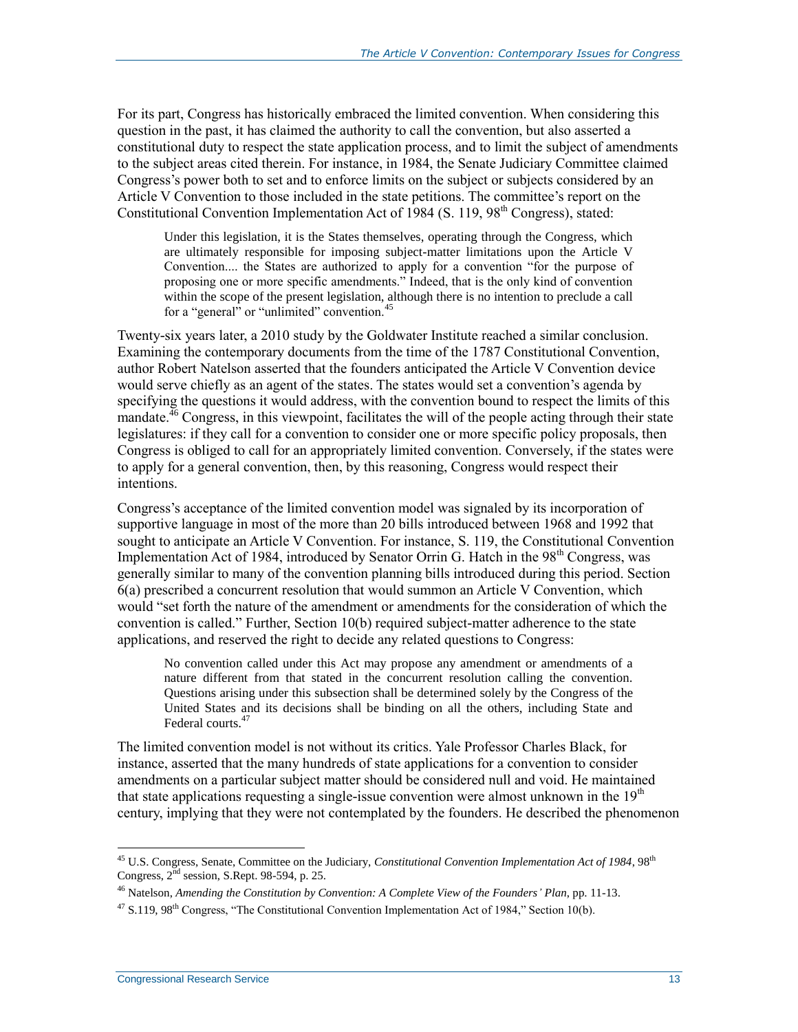For its part, Congress has historically embraced the limited convention. When considering this question in the past, it has claimed the authority to call the convention, but also asserted a constitutional duty to respect the state application process, and to limit the subject of amendments to the subject areas cited therein. For instance, in 1984, the Senate Judiciary Committee claimed Congress's power both to set and to enforce limits on the subject or subjects considered by an Article V Convention to those included in the state petitions. The committee's report on the Constitutional Convention Implementation Act of 1984 (S. 119, 98th Congress), stated:

> Under this legislation, it is the States themselves, operating through the Congress, which are ultimately responsible for imposing subject-matter limitations upon the Article V Convention.... the States are authorized to apply for a convention "for the purpose of proposing one or more specific amendments." Indeed, that is the only kind of convention within the scope of the present legislation, although there is no intention to preclude a call for a "general" or "unlimited" convention.[45]

Twenty-six years later, a 2010 study by the Goldwater Institute reached a similar conclusion. Examining the contemporary documents from the time of the 1787 Constitutional Convention, author Robert Natelson asserted that the founders anticipated the Article V Convention device would serve chiefly as an agent of the states. The states would set a convention's agenda by specifying the questions it would address, with the convention bound to respect the limits of this mandate.[46] Congress, in this viewpoint, facilitates the will of the people acting through their state legislatures: if they call for a convention to consider one or more specific policy proposals, then Congress is obliged to call for an appropriately limited convention. Conversely, if the states were to apply for a general convention, then, by this reasoning, Congress would respect their intentions.

Congress's acceptance of the limited convention model was signaled by its incorporation of supportive language in most of the more than 20 bills introduced between 1968 and 1992 that sought to anticipate an Article V Convention. For instance, S. 119, the Constitutional Convention Implementation Act of 1984, introduced by Senator Orrin G. Hatch in the 98th Congress, was generally similar to many of the convention planning bills introduced during this period. Section 6(a) prescribed a concurrent resolution that would summon an Article V Convention, which would "set forth the nature of the amendment or amendments for the consideration of which the convention is called." Further, Section 10(b) required subject-matter adherence to the state applications, and reserved the right to decide any related questions to Congress:

> No convention called under this Act may propose any amendment or amendments of a nature different from that stated in the concurrent resolution calling the convention. Questions arising under this subsection shall be determined solely by the Congress of the United States and its decisions shall be binding on all the others, including State and Federal courts.[47]

The limited convention model is not without its critics. Yale Professor Charles Black, for instance, asserted that the many hundreds of state applications for a convention to consider amendments on a particular subject matter should be considered null and void. He maintained that state applications requesting a single-issue convention were almost unknown in the 19th century, implying that they were not contemplated by the founders. He described the phenomenon

---

[45] U.S. Congress, Senate, Committee on the Judiciary, *Constitutional Convention Implementation Act of 1984*, 98th Congress, 2nd session, S.Rept. 98-594, p. 25.

[46] Natelson, *Amending the Constitution by Convention: A Complete View of the Founders' Plan*, pp. 11-13.

[47] S.119, 98th Congress, "The Constitutional Convention Implementation Act of 1984," Section 10(b).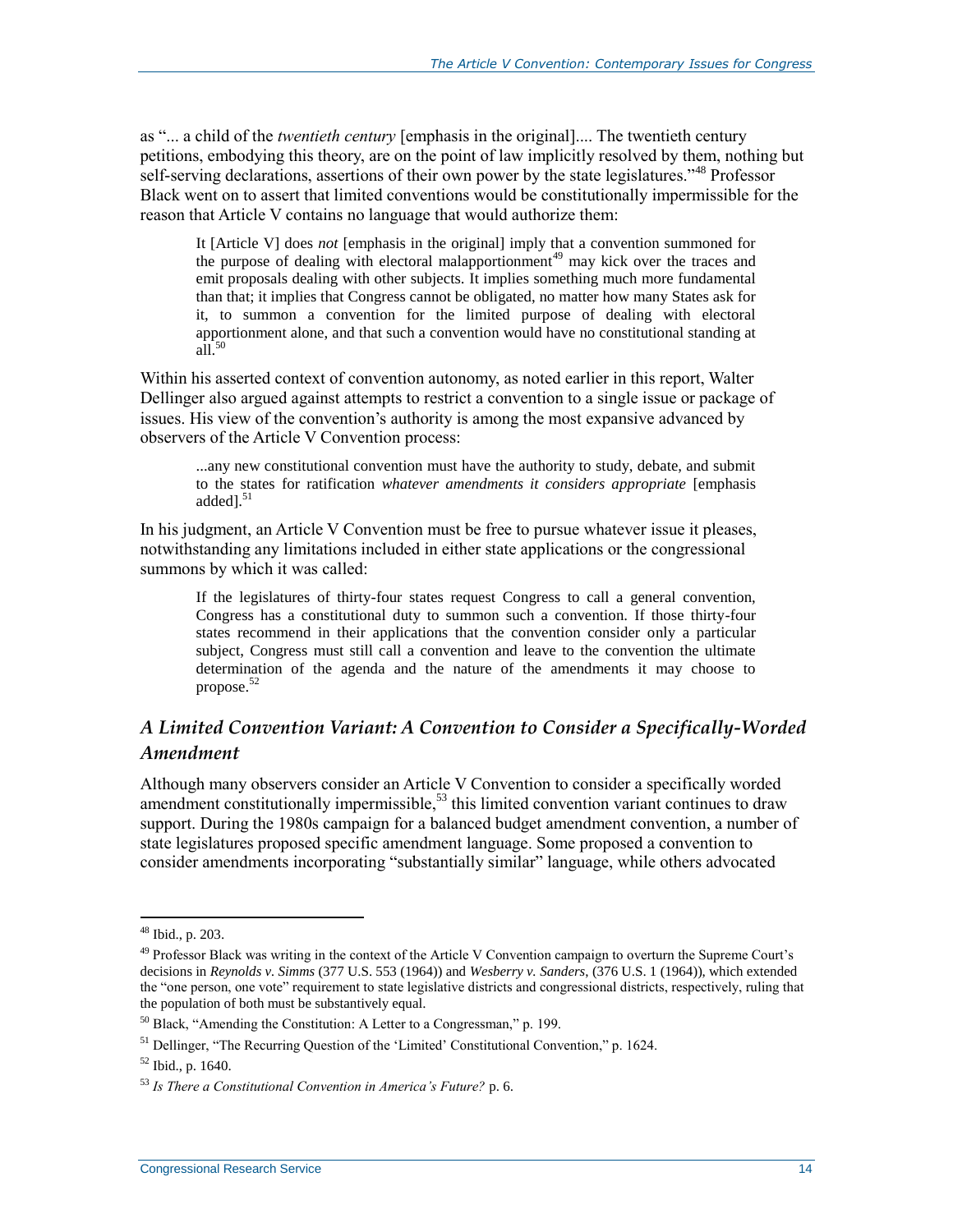as "... a child of the *twentieth century* [emphasis in the original].... The twentieth century petitions, embodying this theory, are on the point of law implicitly resolved by them, nothing but self-serving declarations, assertions of their own power by the state legislatures."[48] Professor Black went on to assert that limited conventions would be constitutionally impermissible for the reason that Article V contains no language that would authorize them:

> It [Article V] does *not* [emphasis in the original] imply that a convention summoned for the purpose of dealing with electoral malapportionment[49] may kick over the traces and emit proposals dealing with other subjects. It implies something much more fundamental than that; it implies that Congress cannot be obligated, no matter how many States ask for it, to summon a convention for the limited purpose of dealing with electoral apportionment alone, and that such a convention would have no constitutional standing at all.[50]

Within his asserted context of convention autonomy, as noted earlier in this report, Walter Dellinger also argued against attempts to restrict a convention to a single issue or package of issues. His view of the convention's authority is among the most expansive advanced by observers of the Article V Convention process:

> ...any new constitutional convention must have the authority to study, debate, and submit to the states for ratification *whatever amendments it considers appropriate* [emphasis added].[51]

In his judgment, an Article V Convention must be free to pursue whatever issue it pleases, notwithstanding any limitations included in either state applications or the congressional summons by which it was called:

> If the legislatures of thirty-four states request Congress to call a general convention, Congress has a constitutional duty to summon such a convention. If those thirty-four states recommend in their applications that the convention consider only a particular subject, Congress must still call a convention and leave to the convention the ultimate determination of the agenda and the nature of the amendments it may choose to propose.[52]

## *A Limited Convention Variant: A Convention to Consider a Specifically-Worded Amendment*

Although many observers consider an Article V Convention to consider a specifically worded amendment constitutionally impermissible,[53] this limited convention variant continues to draw support. During the 1980s campaign for a balanced budget amendment convention, a number of state legislatures proposed specific amendment language. Some proposed a convention to consider amendments incorporating "substantially similar" language, while others advocated

---

[48] Ibid., p. 203.

[49] Professor Black was writing in the context of the Article V Convention campaign to overturn the Supreme Court's decisions in *Reynolds v. Simms* (377 U.S. 553 (1964)) and *Wesberry v. Sanders*, (376 U.S. 1 (1964)), which extended the "one person, one vote" requirement to state legislative districts and congressional districts, respectively, ruling that the population of both must be substantively equal.

[50] Black, "Amending the Constitution: A Letter to a Congressman," p. 199.

[51] Dellinger, "The Recurring Question of the 'Limited' Constitutional Convention," p. 1624.

[52] Ibid., p. 1640.

[53] *Is There a Constitutional Convention in America's Future?* p. 6.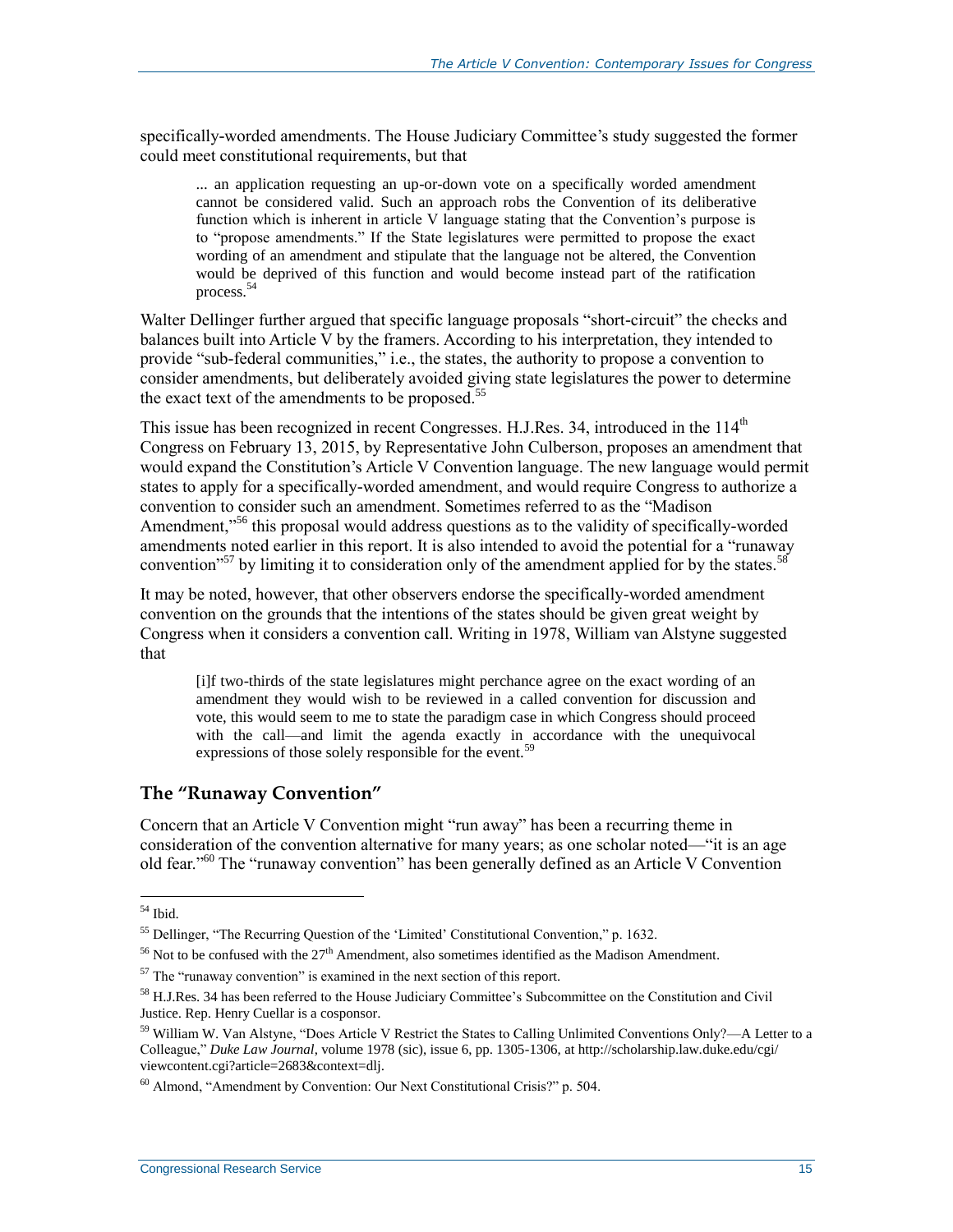specifically-worded amendments. The House Judiciary Committee's study suggested the former could meet constitutional requirements, but that

> ... an application requesting an up-or-down vote on a specifically worded amendment cannot be considered valid. Such an approach robs the Convention of its deliberative function which is inherent in article V language stating that the Convention's purpose is to "propose amendments." If the State legislatures were permitted to propose the exact wording of an amendment and stipulate that the language not be altered, the Convention would be deprived of this function and would become instead part of the ratification process.[54]

Walter Dellinger further argued that specific language proposals "short-circuit" the checks and balances built into Article V by the framers. According to his interpretation, they intended to provide "sub-federal communities," i.e., the states, the authority to propose a convention to consider amendments, but deliberately avoided giving state legislatures the power to determine the exact text of the amendments to be proposed.[55]

This issue has been recognized in recent Congresses. H.J.Res. 34, introduced in the 114th Congress on February 13, 2015, by Representative John Culberson, proposes an amendment that would expand the Constitution's Article V Convention language. The new language would permit states to apply for a specifically-worded amendment, and would require Congress to authorize a convention to consider such an amendment. Sometimes referred to as the "Madison Amendment,"[56] this proposal would address questions as to the validity of specifically-worded amendments noted earlier in this report. It is also intended to avoid the potential for a "runaway convention"[57] by limiting it to consideration only of the amendment applied for by the states.[58]

It may be noted, however, that other observers endorse the specifically-worded amendment convention on the grounds that the intentions of the states should be given great weight by Congress when it considers a convention call. Writing in 1978, William van Alstyne suggested that

> [i]f two-thirds of the state legislatures might perchance agree on the exact wording of an amendment they would wish to be reviewed in a called convention for discussion and vote, this would seem to me to state the paradigm case in which Congress should proceed with the call—and limit the agenda exactly in accordance with the unequivocal expressions of those solely responsible for the event.[59]

## The "Runaway Convention"

Concern that an Article V Convention might "run away" has been a recurring theme in consideration of the convention alternative for many years; as one scholar noted—"it is an age old fear."[60] The "runaway convention" has been generally defined as an Article V Convention

---

[54] Ibid.

[55] Dellinger, "The Recurring Question of the 'Limited' Constitutional Convention," p. 1632.

[56] Not to be confused with the 27th Amendment, also sometimes identified as the Madison Amendment.

[57] The "runaway convention" is examined in the next section of this report.

[58] H.J.Res. 34 has been referred to the House Judiciary Committee's Subcommittee on the Constitution and Civil Justice. Rep. Henry Cuellar is a cosponsor.

[59] William W. Van Alstyne, "Does Article V Restrict the States to Calling Unlimited Conventions Only?—A Letter to a Colleague," *Duke Law Journal*, volume 1978 (sic), issue 6, pp. 1305-1306, at http://scholarship.law.duke.edu/cgi/viewcontent.cgi?article=2683&context=dlj.

[60] Almond, "Amendment by Convention: Our Next Constitutional Crisis?" p. 504.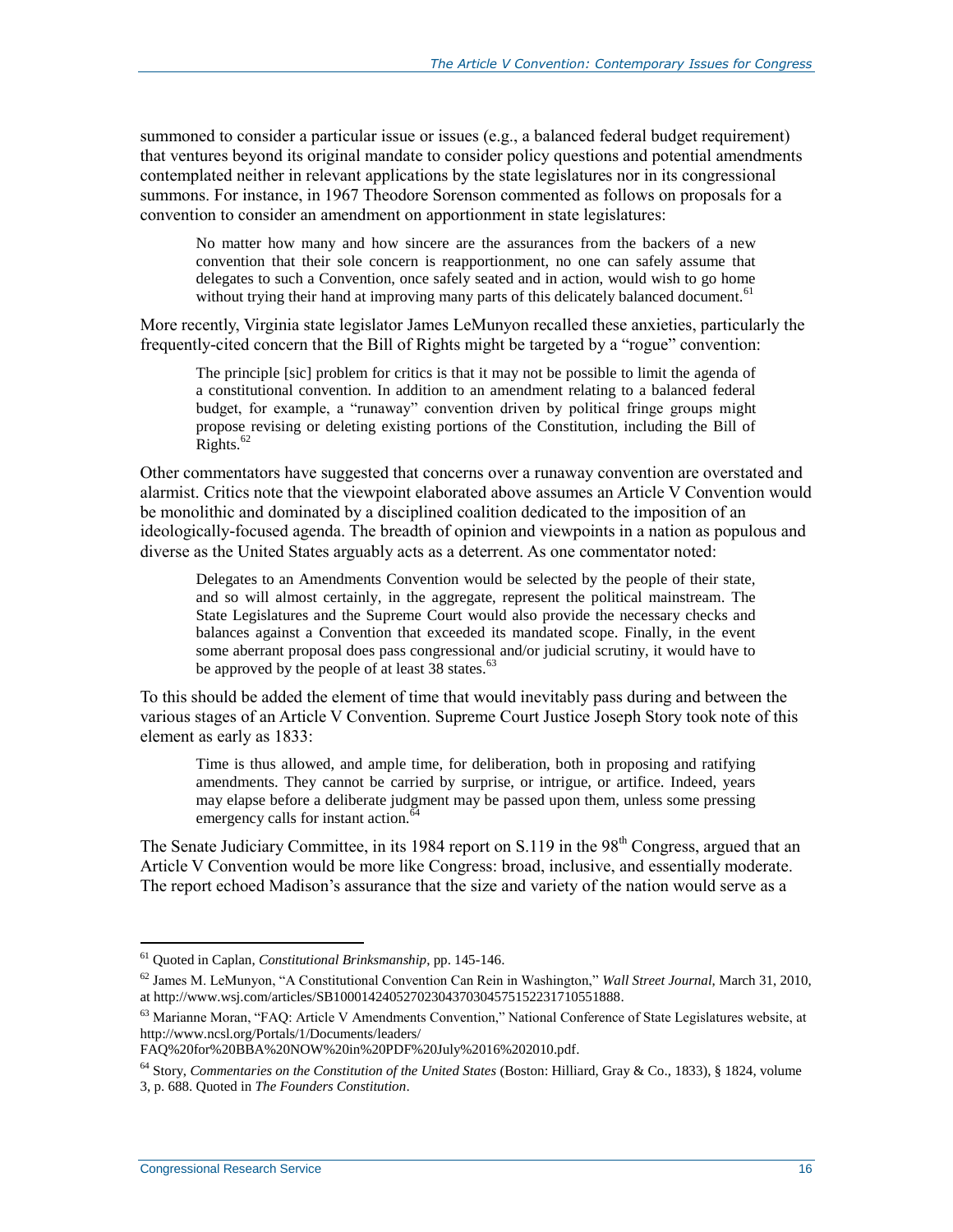summoned to consider a particular issue or issues (e.g., a balanced federal budget requirement) that ventures beyond its original mandate to consider policy questions and potential amendments contemplated neither in relevant applications by the state legislatures nor in its congressional summons. For instance, in 1967 Theodore Sorenson commented as follows on proposals for a convention to consider an amendment on apportionment in state legislatures:

> No matter how many and how sincere are the assurances from the backers of a new convention that their sole concern is reapportionment, no one can safely assume that delegates to such a Convention, once safely seated and in action, would wish to go home without trying their hand at improving many parts of this delicately balanced document.[61]

More recently, Virginia state legislator James LeMunyon recalled these anxieties, particularly the frequently-cited concern that the Bill of Rights might be targeted by a "rogue" convention:

> The principle [sic] problem for critics is that it may not be possible to limit the agenda of a constitutional convention. In addition to an amendment relating to a balanced federal budget, for example, a "runaway" convention driven by political fringe groups might propose revising or deleting existing portions of the Constitution, including the Bill of Rights.[62]

Other commentators have suggested that concerns over a runaway convention are overstated and alarmist. Critics note that the viewpoint elaborated above assumes an Article V Convention would be monolithic and dominated by a disciplined coalition dedicated to the imposition of an ideologically-focused agenda. The breadth of opinion and viewpoints in a nation as populous and diverse as the United States arguably acts as a deterrent. As one commentator noted:

> Delegates to an Amendments Convention would be selected by the people of their state, and so will almost certainly, in the aggregate, represent the political mainstream. The State Legislatures and the Supreme Court would also provide the necessary checks and balances against a Convention that exceeded its mandated scope. Finally, in the event some aberrant proposal does pass congressional and/or judicial scrutiny, it would have to be approved by the people of at least 38 states.[63]

To this should be added the element of time that would inevitably pass during and between the various stages of an Article V Convention. Supreme Court Justice Joseph Story took note of this element as early as 1833:

> Time is thus allowed, and ample time, for deliberation, both in proposing and ratifying amendments. They cannot be carried by surprise, or intrigue, or artifice. Indeed, years may elapse before a deliberate judgment may be passed upon them, unless some pressing emergency calls for instant action.[64]

The Senate Judiciary Committee, in its 1984 report on S.119 in the 98th Congress, argued that an Article V Convention would be more like Congress: broad, inclusive, and essentially moderate. The report echoed Madison's assurance that the size and variety of the nation would serve as a

---

[61] Quoted in Caplan, *Constitutional Brinksmanship*, pp. 145-146.

[62] James M. LeMunyon, "A Constitutional Convention Can Rein in Washington," *Wall Street Journal*, March 31, 2010, at http://www.wsj.com/articles/SB10001424052702304370304575152231710551888.

[63] Marianne Moran, "FAQ: Article V Amendments Convention," National Conference of State Legislatures website, at http://www.ncsl.org/Portals/1/Documents/leaders/FAQ%20for%20BBA%20NOW%20in%20PDF%20July%2016%202010.pdf.

[64] Story, *Commentaries on the Constitution of the United States* (Boston: Hilliard, Gray & Co., 1833), § 1824, volume 3, p. 688. Quoted in *The Founders Constitution*.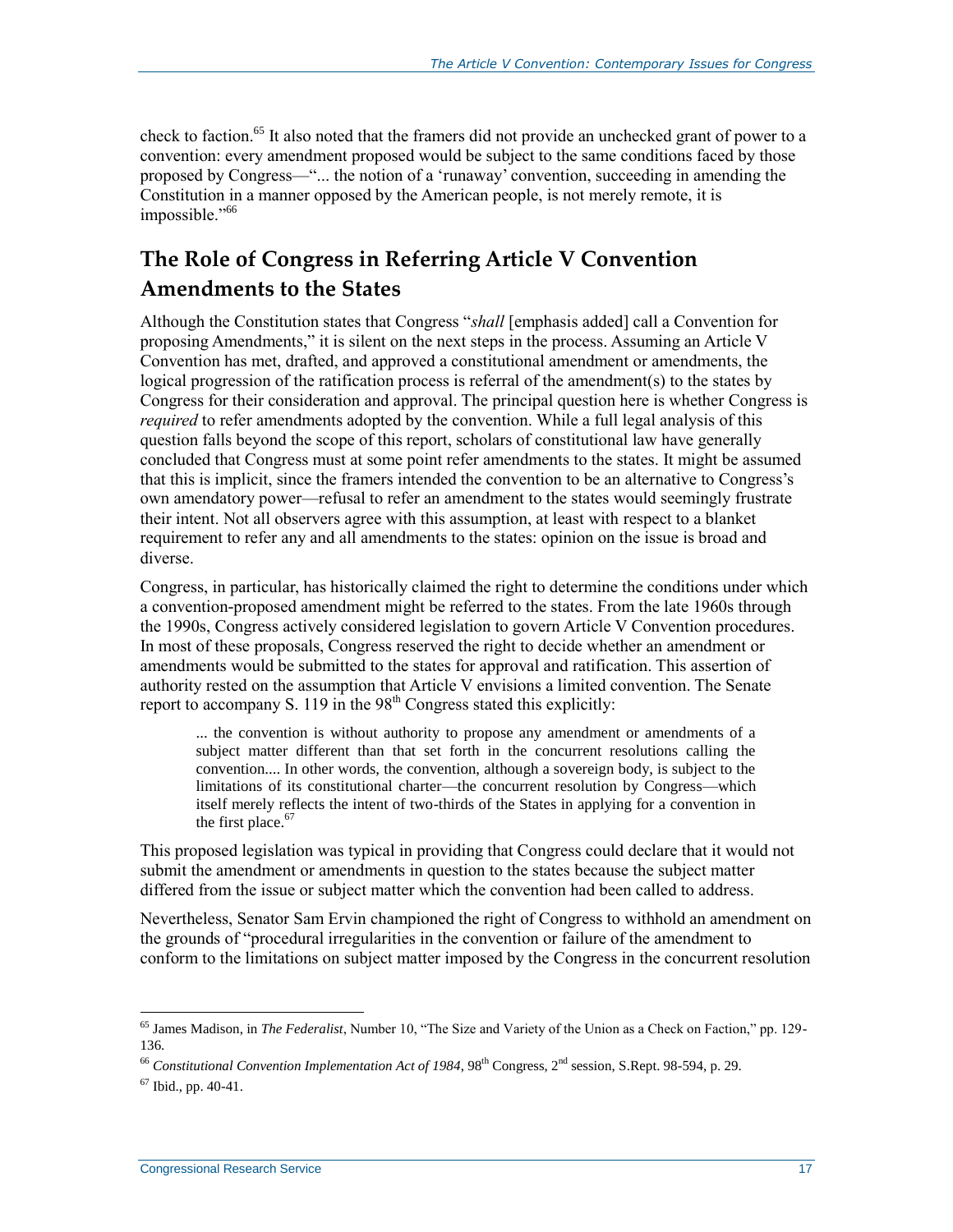check to faction.[65] It also noted that the framers did not provide an unchecked grant of power to a convention: every amendment proposed would be subject to the same conditions faced by those proposed by Congress—"... the notion of a 'runaway' convention, succeeding in amending the Constitution in a manner opposed by the American people, is not merely remote, it is impossible."[66]

## The Role of Congress in Referring Article V Convention Amendments to the States

Although the Constitution states that Congress "*shall* [emphasis added] call a Convention for proposing Amendments," it is silent on the next steps in the process. Assuming an Article V Convention has met, drafted, and approved a constitutional amendment or amendments, the logical progression of the ratification process is referral of the amendment(s) to the states by Congress for their consideration and approval. The principal question here is whether Congress is *required* to refer amendments adopted by the convention. While a full legal analysis of this question falls beyond the scope of this report, scholars of constitutional law have generally concluded that Congress must at some point refer amendments to the states. It might be assumed that this is implicit, since the framers intended the convention to be an alternative to Congress's own amendatory power—refusal to refer an amendment to the states would seemingly frustrate their intent. Not all observers agree with this assumption, at least with respect to a blanket requirement to refer any and all amendments to the states: opinion on the issue is broad and diverse.

Congress, in particular, has historically claimed the right to determine the conditions under which a convention-proposed amendment might be referred to the states. From the late 1960s through the 1990s, Congress actively considered legislation to govern Article V Convention procedures. In most of these proposals, Congress reserved the right to decide whether an amendment or amendments would be submitted to the states for approval and ratification. This assertion of authority rested on the assumption that Article V envisions a limited convention. The Senate report to accompany S. 119 in the 98th Congress stated this explicitly:

> ... the convention is without authority to propose any amendment or amendments of a subject matter different than that set forth in the concurrent resolutions calling the convention.... In other words, the convention, although a sovereign body, is subject to the limitations of its constitutional charter—the concurrent resolution by Congress—which itself merely reflects the intent of two-thirds of the States in applying for a convention in the first place.[67]

This proposed legislation was typical in providing that Congress could declare that it would not submit the amendment or amendments in question to the states because the subject matter differed from the issue or subject matter which the convention had been called to address.

Nevertheless, Senator Sam Ervin championed the right of Congress to withhold an amendment on the grounds of "procedural irregularities in the convention or failure of the amendment to conform to the limitations on subject matter imposed by the Congress in the concurrent resolution

---

[65] James Madison, in *The Federalist*, Number 10, "The Size and Variety of the Union as a Check on Faction," pp. 129-136.

[66] *Constitutional Convention Implementation Act of 1984*, 98th Congress, 2nd session, S.Rept. 98-594, p. 29.

[67] Ibid., pp. 40-41.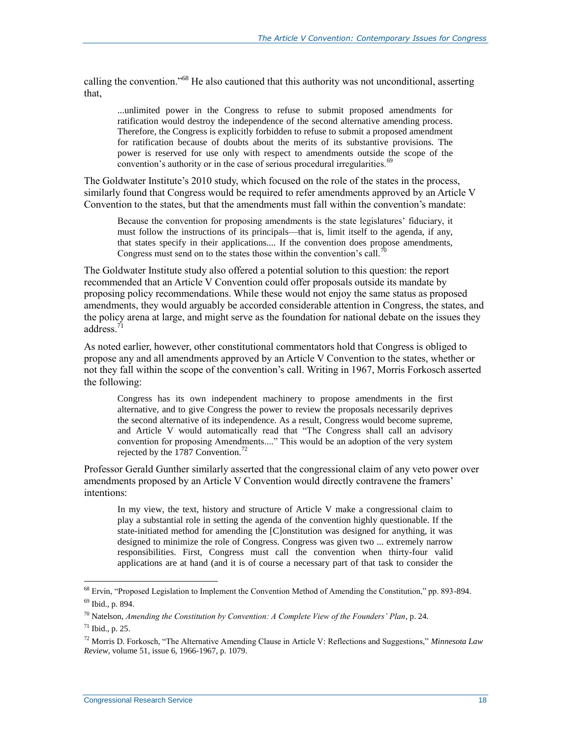calling the convention."[68] He also cautioned that this authority was not unconditional, asserting that,

> ...unlimited power in the Congress to refuse to submit proposed amendments for ratification would destroy the independence of the second alternative amending process. Therefore, the Congress is explicitly forbidden to refuse to submit a proposed amendment for ratification because of doubts about the merits of its substantive provisions. The power is reserved for use only with respect to amendments outside the scope of the convention's authority or in the case of serious procedural irregularities.[69]

The Goldwater Institute's 2010 study, which focused on the role of the states in the process, similarly found that Congress would be required to refer amendments approved by an Article V Convention to the states, but that the amendments must fall within the convention's mandate:

> Because the convention for proposing amendments is the state legislatures' fiduciary, it must follow the instructions of its principals—that is, limit itself to the agenda, if any, that states specify in their applications.... If the convention does propose amendments, Congress must send on to the states those within the convention's call.[70]

The Goldwater Institute study also offered a potential solution to this question: the report recommended that an Article V Convention could offer proposals outside its mandate by proposing policy recommendations. While these would not enjoy the same status as proposed amendments, they would arguably be accorded considerable attention in Congress, the states, and the policy arena at large, and might serve as the foundation for national debate on the issues they address.[71]

As noted earlier, however, other constitutional commentators hold that Congress is obliged to propose any and all amendments approved by an Article V Convention to the states, whether or not they fall within the scope of the convention's call. Writing in 1967, Morris Forkosch asserted the following:

> Congress has its own independent machinery to propose amendments in the first alternative, and to give Congress the power to review the proposals necessarily deprives the second alternative of its independence. As a result, Congress would become supreme, and Article V would automatically read that "The Congress shall call an advisory convention for proposing Amendments...." This would be an adoption of the very system rejected by the 1787 Convention.[72]

Professor Gerald Gunther similarly asserted that the congressional claim of any veto power over amendments proposed by an Article V Convention would directly contravene the framers' intentions:

> In my view, the text, history and structure of Article V make a congressional claim to play a substantial role in setting the agenda of the convention highly questionable. If the state-initiated method for amending the [C]onstitution was designed for anything, it was designed to minimize the role of Congress. Congress was given two ... extremely narrow responsibilities. First, Congress must call the convention when thirty-four valid applications are at hand (and it is of course a necessary part of that task to consider the

---

[68] Ervin, "Proposed Legislation to Implement the Convention Method of Amending the Constitution," pp. 893-894.

[69] Ibid., p. 894.

[70] Natelson, *Amending the Constitution by Convention: A Complete View of the Founders' Plan*, p. 24.

[71] Ibid., p. 25.

[72] Morris D. Forkosch, "The Alternative Amending Clause in Article V: Reflections and Suggestions," *Minnesota Law Review*, volume 51, issue 6, 1966-1967, p. 1079.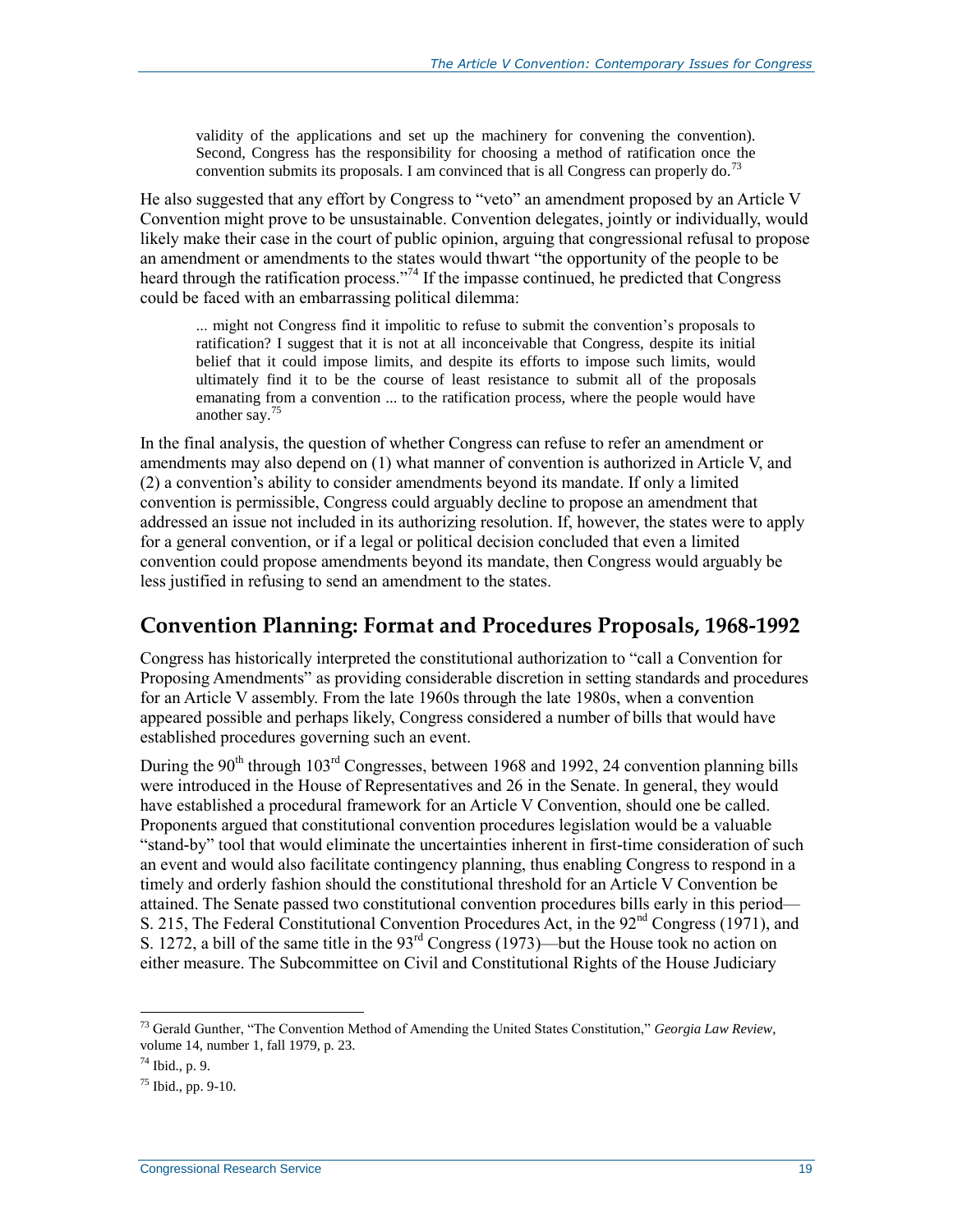> validity of the applications and set up the machinery for convening the convention). Second, Congress has the responsibility for choosing a method of ratification once the convention submits its proposals. I am convinced that is all Congress can properly do.[73]

He also suggested that any effort by Congress to "veto" an amendment proposed by an Article V Convention might prove to be unsustainable. Convention delegates, jointly or individually, would likely make their case in the court of public opinion, arguing that congressional refusal to propose an amendment or amendments to the states would thwart "the opportunity of the people to be heard through the ratification process."[74] If the impasse continued, he predicted that Congress could be faced with an embarrassing political dilemma:

> ... might not Congress find it impolitic to refuse to submit the convention's proposals to ratification? I suggest that it is not at all inconceivable that Congress, despite its initial belief that it could impose limits, and despite its efforts to impose such limits, would ultimately find it to be the course of least resistance to submit all of the proposals emanating from a convention ... to the ratification process, where the people would have another say.[75]

In the final analysis, the question of whether Congress can refuse to refer an amendment or amendments may also depend on (1) what manner of convention is authorized in Article V, and (2) a convention's ability to consider amendments beyond its mandate. If only a limited convention is permissible, Congress could arguably decline to propose an amendment that addressed an issue not included in its authorizing resolution. If, however, the states were to apply for a general convention, or if a legal or political decision concluded that even a limited convention could propose amendments beyond its mandate, then Congress would arguably be less justified in refusing to send an amendment to the states.

## Convention Planning: Format and Procedures Proposals, 1968-1992

Congress has historically interpreted the constitutional authorization to "call a Convention for Proposing Amendments" as providing considerable discretion in setting standards and procedures for an Article V assembly. From the late 1960s through the late 1980s, when a convention appeared possible and perhaps likely, Congress considered a number of bills that would have established procedures governing such an event.

During the 90th through 103rd Congresses, between 1968 and 1992, 24 convention planning bills were introduced in the House of Representatives and 26 in the Senate. In general, they would have established a procedural framework for an Article V Convention, should one be called. Proponents argued that constitutional convention procedures legislation would be a valuable "stand-by" tool that would eliminate the uncertainties inherent in first-time consideration of such an event and would also facilitate contingency planning, thus enabling Congress to respond in a timely and orderly fashion should the constitutional threshold for an Article V Convention be attained. The Senate passed two constitutional convention procedures bills early in this period—S. 215, The Federal Constitutional Convention Procedures Act, in the 92nd Congress (1971), and S. 1272, a bill of the same title in the 93rd Congress (1973)—but the House took no action on either measure. The Subcommittee on Civil and Constitutional Rights of the House Judiciary

---

[73] Gerald Gunther, "The Convention Method of Amending the United States Constitution," *Georgia Law Review*, volume 14, number 1, fall 1979, p. 23.

[74] Ibid., p. 9.

[75] Ibid., pp. 9-10.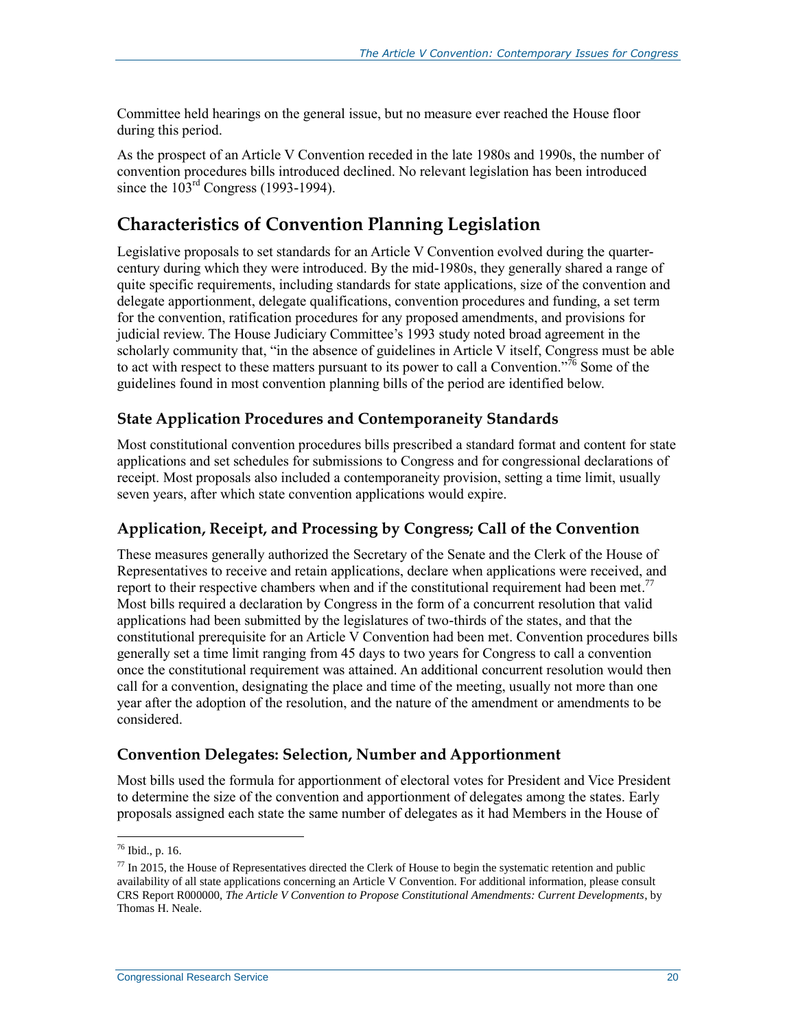Committee held hearings on the general issue, but no measure ever reached the House floor during this period.

As the prospect of an Article V Convention receded in the late 1980s and 1990s, the number of convention procedures bills introduced declined. No relevant legislation has been introduced since the 103rd Congress (1993-1994).

## Characteristics of Convention Planning Legislation

Legislative proposals to set standards for an Article V Convention evolved during the quarter-century during which they were introduced. By the mid-1980s, they generally shared a range of quite specific requirements, including standards for state applications, size of the convention and delegate apportionment, delegate qualifications, convention procedures and funding, a set term for the convention, ratification procedures for any proposed amendments, and provisions for judicial review. The House Judiciary Committee's 1993 study noted broad agreement in the scholarly community that, "in the absence of guidelines in Article V itself, Congress must be able to act with respect to these matters pursuant to its power to call a Convention."[76] Some of the guidelines found in most convention planning bills of the period are identified below.

### State Application Procedures and Contemporaneity Standards

Most constitutional convention procedures bills prescribed a standard format and content for state applications and set schedules for submissions to Congress and for congressional declarations of receipt. Most proposals also included a contemporaneity provision, setting a time limit, usually seven years, after which state convention applications would expire.

### Application, Receipt, and Processing by Congress; Call of the Convention

These measures generally authorized the Secretary of the Senate and the Clerk of the House of Representatives to receive and retain applications, declare when applications were received, and report to their respective chambers when and if the constitutional requirement had been met.[77] Most bills required a declaration by Congress in the form of a concurrent resolution that valid applications had been submitted by the legislatures of two-thirds of the states, and that the constitutional prerequisite for an Article V Convention had been met. Convention procedures bills generally set a time limit ranging from 45 days to two years for Congress to call a convention once the constitutional requirement was attained. An additional concurrent resolution would then call for a convention, designating the place and time of the meeting, usually not more than one year after the adoption of the resolution, and the nature of the amendment or amendments to be considered.

### Convention Delegates: Selection, Number and Apportionment

Most bills used the formula for apportionment of electoral votes for President and Vice President to determine the size of the convention and apportionment of delegates among the states. Early proposals assigned each state the same number of delegates as it had Members in the House of

---

[76] Ibid., p. 16.

[77] In 2015, the House of Representatives directed the Clerk of House to begin the systematic retention and public availability of all state applications concerning an Article V Convention. For additional information, please consult CRS Report R000000, *The Article V Convention to Propose Constitutional Amendments: Current Developments*, by Thomas H. Neale.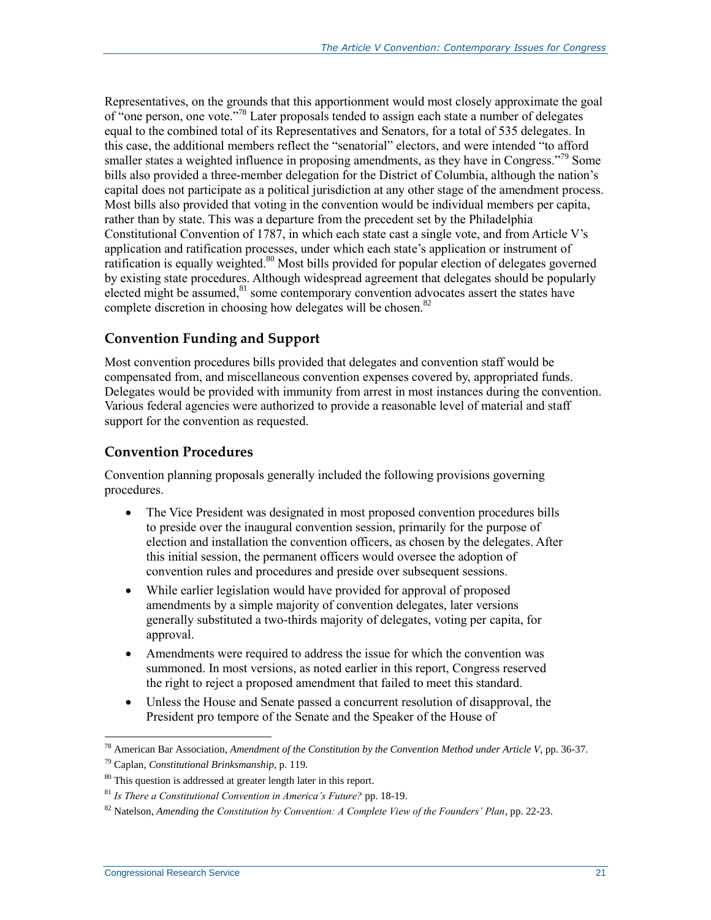Representatives, on the grounds that this apportionment would most closely approximate the goal of "one person, one vote."[78] Later proposals tended to assign each state a number of delegates equal to the combined total of its Representatives and Senators, for a total of 535 delegates. In this case, the additional members reflect the "senatorial" electors, and were intended "to afford smaller states a weighted influence in proposing amendments, as they have in Congress."[79] Some bills also provided a three-member delegation for the District of Columbia, although the nation's capital does not participate as a political jurisdiction at any other stage of the amendment process. Most bills also provided that voting in the convention would be individual members per capita, rather than by state. This was a departure from the precedent set by the Philadelphia Constitutional Convention of 1787, in which each state cast a single vote, and from Article V's application and ratification processes, under which each state's application or instrument of ratification is equally weighted.[80] Most bills provided for popular election of delegates governed by existing state procedures. Although widespread agreement that delegates should be popularly elected might be assumed,[81] some contemporary convention advocates assert the states have complete discretion in choosing how delegates will be chosen.[82]

## Convention Funding and Support

Most convention procedures bills provided that delegates and convention staff would be compensated from, and miscellaneous convention expenses covered by, appropriated funds. Delegates would be provided with immunity from arrest in most instances during the convention. Various federal agencies were authorized to provide a reasonable level of material and staff support for the convention as requested.

## Convention Procedures

Convention planning proposals generally included the following provisions governing procedures.

- The Vice President was designated in most proposed convention procedures bills to preside over the inaugural convention session, primarily for the purpose of election and installation the convention officers, as chosen by the delegates. After this initial session, the permanent officers would oversee the adoption of convention rules and procedures and preside over subsequent sessions.
- While earlier legislation would have provided for approval of proposed amendments by a simple majority of convention delegates, later versions generally substituted a two-thirds majority of delegates, voting per capita, for approval.
- Amendments were required to address the issue for which the convention was summoned. In most versions, as noted earlier in this report, Congress reserved the right to reject a proposed amendment that failed to meet this standard.
- Unless the House and Senate passed a concurrent resolution of disapproval, the President pro tempore of the Senate and the Speaker of the House of

---

[78] American Bar Association, *Amendment of the Constitution by the Convention Method under Article V*, pp. 36-37.

[79] Caplan, *Constitutional Brinksmanship*, p. 119.

[80] This question is addressed at greater length later in this report.

[81] *Is There a Constitutional Convention in America's Future?* pp. 18-19.

[82] Natelson, *Amending the Constitution by Convention: A Complete View of the Founders' Plan*, pp. 22-23.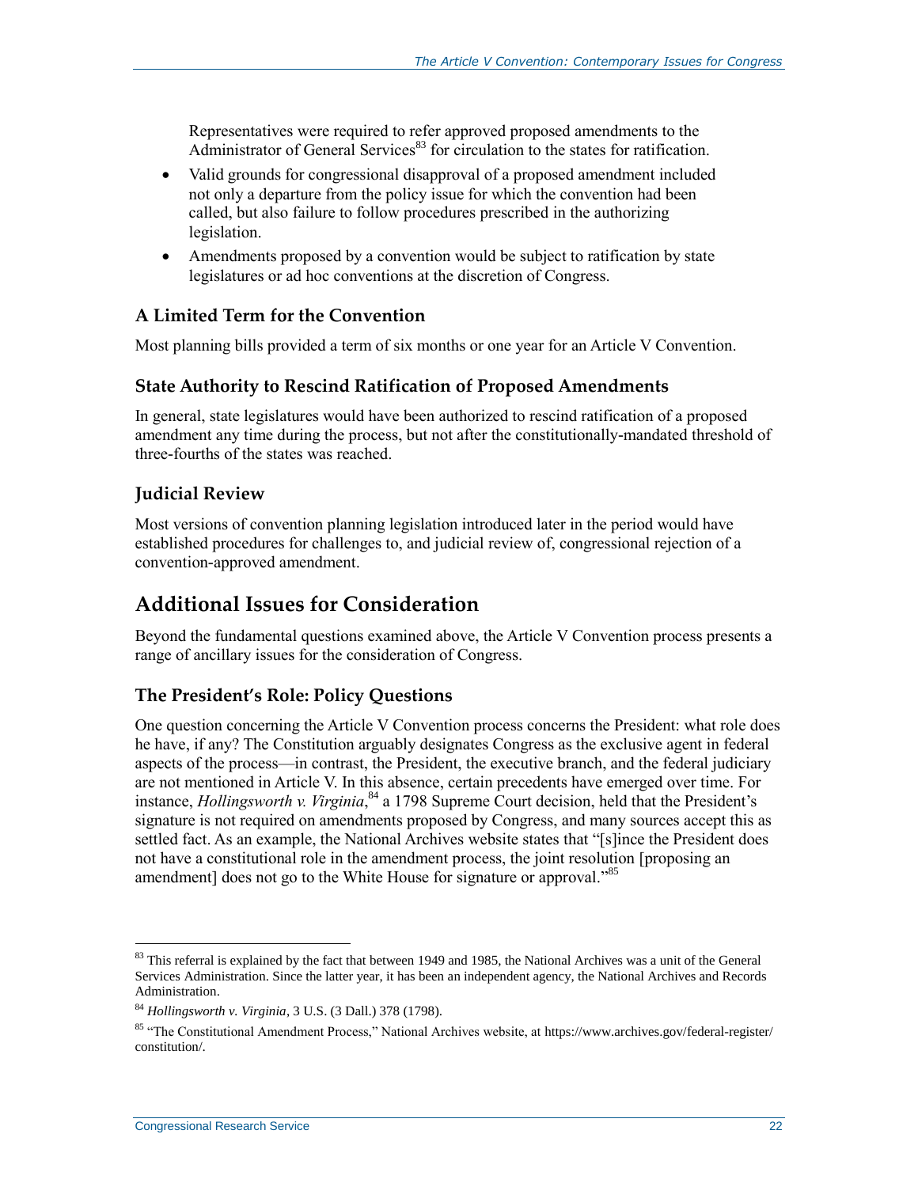Representatives were required to refer approved proposed amendments to the Administrator of General Services[83] for circulation to the states for ratification.

- Valid grounds for congressional disapproval of a proposed amendment included not only a departure from the policy issue for which the convention had been called, but also failure to follow procedures prescribed in the authorizing legislation.
- Amendments proposed by a convention would be subject to ratification by state legislatures or ad hoc conventions at the discretion of Congress.

### A Limited Term for the Convention

Most planning bills provided a term of six months or one year for an Article V Convention.

### State Authority to Rescind Ratification of Proposed Amendments

In general, state legislatures would have been authorized to rescind ratification of a proposed amendment any time during the process, but not after the constitutionally-mandated threshold of three-fourths of the states was reached.

### Judicial Review

Most versions of convention planning legislation introduced later in the period would have established procedures for challenges to, and judicial review of, congressional rejection of a convention-approved amendment.

## Additional Issues for Consideration

Beyond the fundamental questions examined above, the Article V Convention process presents a range of ancillary issues for the consideration of Congress.

### The President's Role: Policy Questions

One question concerning the Article V Convention process concerns the President: what role does he have, if any? The Constitution arguably designates Congress as the exclusive agent in federal aspects of the process—in contrast, the President, the executive branch, and the federal judiciary are not mentioned in Article V. In this absence, certain precedents have emerged over time. For instance, *Hollingsworth v. Virginia*,[84] a 1798 Supreme Court decision, held that the President's signature is not required on amendments proposed by Congress, and many sources accept this as settled fact. As an example, the National Archives website states that "[s]ince the President does not have a constitutional role in the amendment process, the joint resolution [proposing an amendment] does not go to the White House for signature or approval."[85]

---

[83] This referral is explained by the fact that between 1949 and 1985, the National Archives was a unit of the General Services Administration. Since the latter year, it has been an independent agency, the National Archives and Records Administration.

[84] *Hollingsworth v. Virginia*, 3 U.S. (3 Dall.) 378 (1798).

[85] "The Constitutional Amendment Process," National Archives website, at https://www.archives.gov/federal-register/constitution/.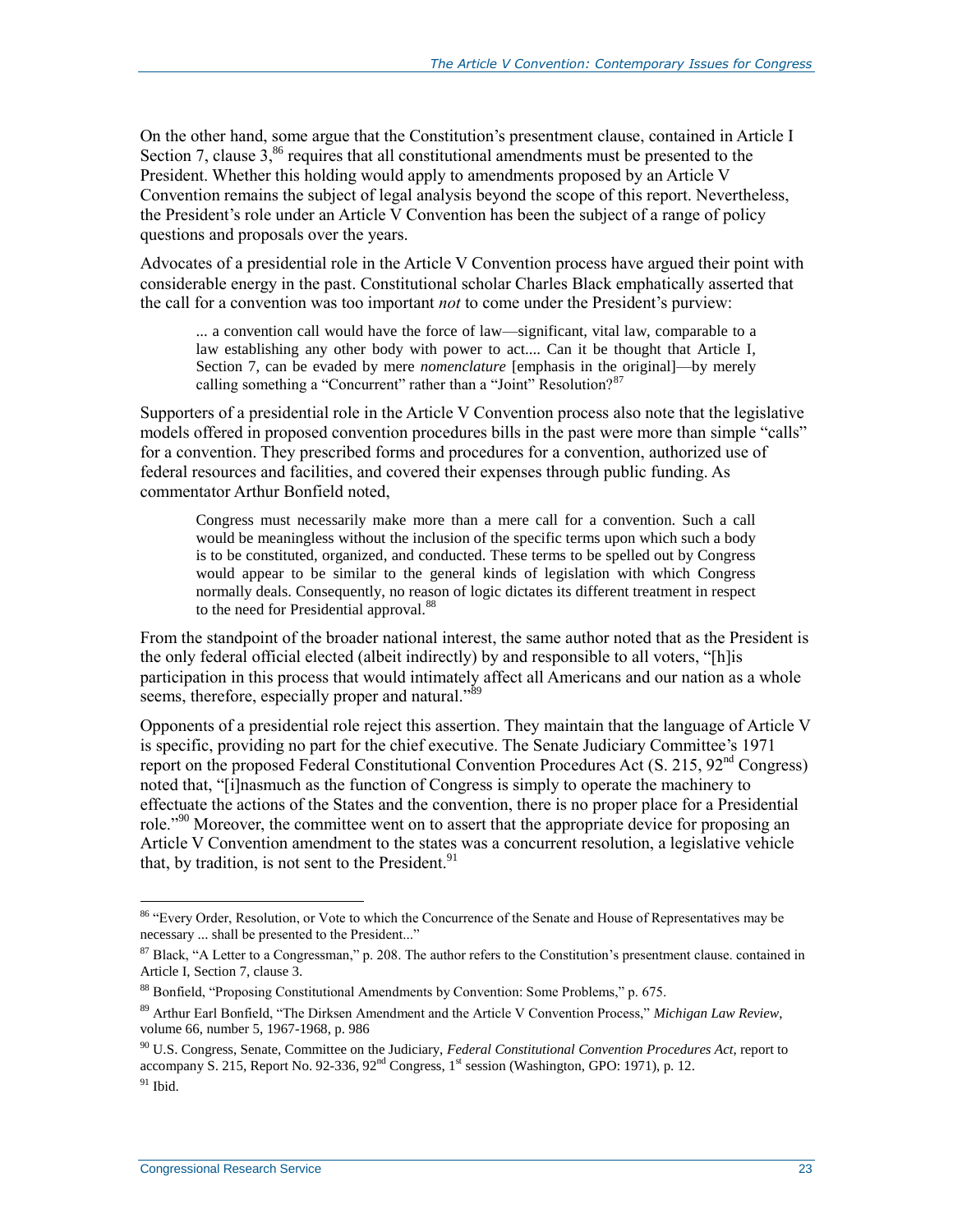On the other hand, some argue that the Constitution's presentment clause, contained in Article I Section 7, clause 3,[86] requires that all constitutional amendments must be presented to the President. Whether this holding would apply to amendments proposed by an Article V Convention remains the subject of legal analysis beyond the scope of this report. Nevertheless, the President's role under an Article V Convention has been the subject of a range of policy questions and proposals over the years.

Advocates of a presidential role in the Article V Convention process have argued their point with considerable energy in the past. Constitutional scholar Charles Black emphatically asserted that the call for a convention was too important *not* to come under the President's purview:

> ... a convention call would have the force of law—significant, vital law, comparable to a law establishing any other body with power to act.... Can it be thought that Article I, Section 7, can be evaded by mere *nomenclature* [emphasis in the original]—by merely calling something a "Concurrent" rather than a "Joint" Resolution?[87]

Supporters of a presidential role in the Article V Convention process also note that the legislative models offered in proposed convention procedures bills in the past were more than simple "calls" for a convention. They prescribed forms and procedures for a convention, authorized use of federal resources and facilities, and covered their expenses through public funding. As commentator Arthur Bonfield noted,

> Congress must necessarily make more than a mere call for a convention. Such a call would be meaningless without the inclusion of the specific terms upon which such a body is to be constituted, organized, and conducted. These terms to be spelled out by Congress would appear to be similar to the general kinds of legislation with which Congress normally deals. Consequently, no reason of logic dictates its different treatment in respect to the need for Presidential approval.[88]

From the standpoint of the broader national interest, the same author noted that as the President is the only federal official elected (albeit indirectly) by and responsible to all voters, "[h]is participation in this process that would intimately affect all Americans and our nation as a whole seems, therefore, especially proper and natural."[89]

Opponents of a presidential role reject this assertion. They maintain that the language of Article V is specific, providing no part for the chief executive. The Senate Judiciary Committee's 1971 report on the proposed Federal Constitutional Convention Procedures Act (S. 215, 92nd Congress) noted that, "[i]nasmuch as the function of Congress is simply to operate the machinery to effectuate the actions of the States and the convention, there is no proper place for a Presidential role."[90] Moreover, the committee went on to assert that the appropriate device for proposing an Article V Convention amendment to the states was a concurrent resolution, a legislative vehicle that, by tradition, is not sent to the President.[91]

---

[86] "Every Order, Resolution, or Vote to which the Concurrence of the Senate and House of Representatives may be necessary ... shall be presented to the President..."

[87] Black, "A Letter to a Congressman," p. 208. The author refers to the Constitution's presentment clause. contained in Article I, Section 7, clause 3.

[88] Bonfield, "Proposing Constitutional Amendments by Convention: Some Problems," p. 675.

[89] Arthur Earl Bonfield, "The Dirksen Amendment and the Article V Convention Process," *Michigan Law Review*, volume 66, number 5, 1967-1968, p. 986

[90] U.S. Congress, Senate, Committee on the Judiciary, *Federal Constitutional Convention Procedures Act*, report to accompany S. 215, Report No. 92-336, 92nd Congress, 1st session (Washington, GPO: 1971), p. 12.

[91] Ibid.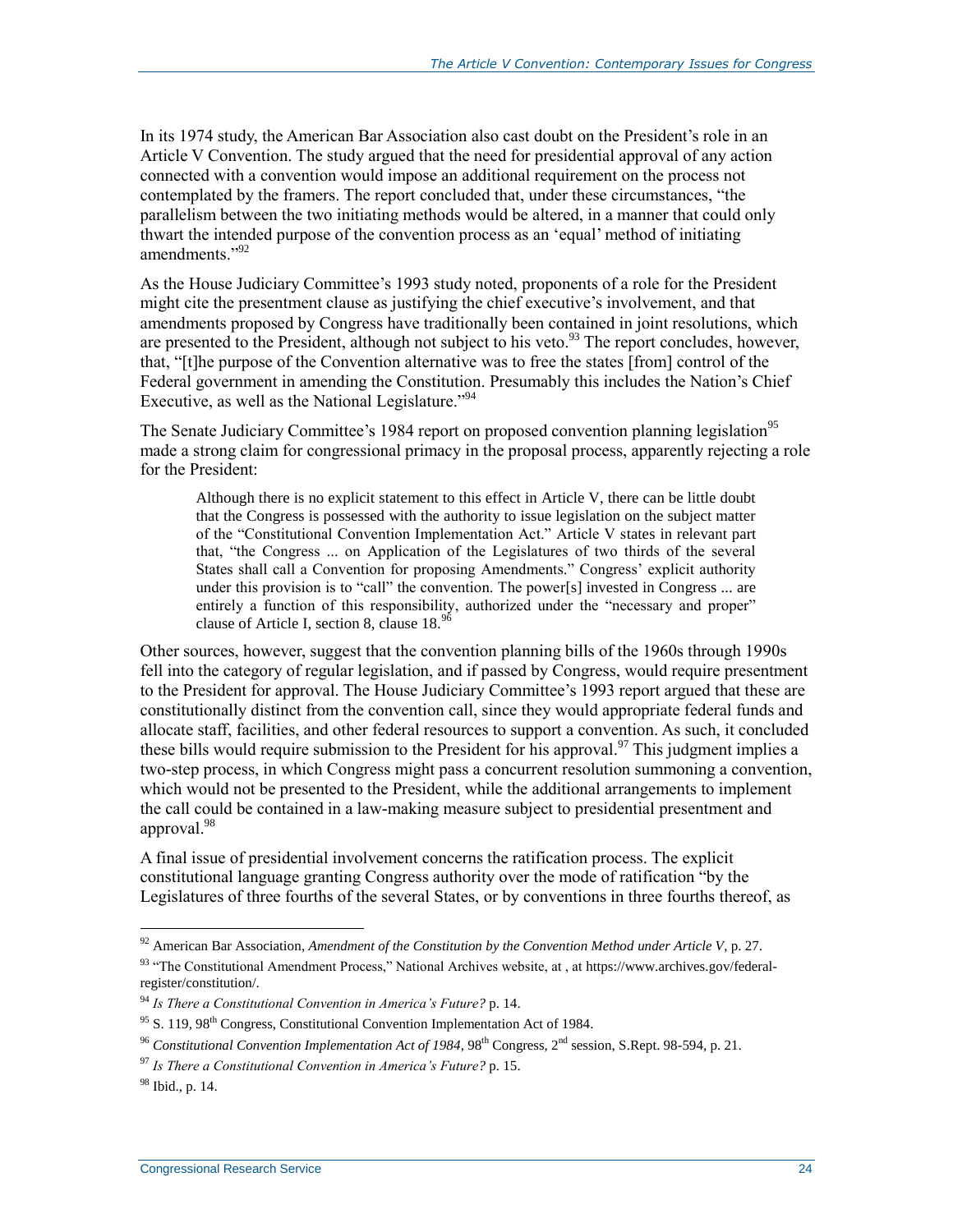In its 1974 study, the American Bar Association also cast doubt on the President's role in an Article V Convention. The study argued that the need for presidential approval of any action connected with a convention would impose an additional requirement on the process not contemplated by the framers. The report concluded that, under these circumstances, "the parallelism between the two initiating methods would be altered, in a manner that could only thwart the intended purpose of the convention process as an 'equal' method of initiating amendments."[92]

As the House Judiciary Committee's 1993 study noted, proponents of a role for the President might cite the presentment clause as justifying the chief executive's involvement, and that amendments proposed by Congress have traditionally been contained in joint resolutions, which are presented to the President, although not subject to his veto.[93] The report concludes, however, that, "[t]he purpose of the Convention alternative was to free the states [from] control of the Federal government in amending the Constitution. Presumably this includes the Nation's Chief Executive, as well as the National Legislature."[94]

The Senate Judiciary Committee's 1984 report on proposed convention planning legislation[95] made a strong claim for congressional primacy in the proposal process, apparently rejecting a role for the President:

> Although there is no explicit statement to this effect in Article V, there can be little doubt that the Congress is possessed with the authority to issue legislation on the subject matter of the "Constitutional Convention Implementation Act." Article V states in relevant part that, "the Congress ... on Application of the Legislatures of two thirds of the several States shall call a Convention for proposing Amendments." Congress' explicit authority under this provision is to "call" the convention. The power[s] invested in Congress ... are entirely a function of this responsibility, authorized under the "necessary and proper" clause of Article I, section 8, clause 18.[96]

Other sources, however, suggest that the convention planning bills of the 1960s through 1990s fell into the category of regular legislation, and if passed by Congress, would require presentment to the President for approval. The House Judiciary Committee's 1993 report argued that these are constitutionally distinct from the convention call, since they would appropriate federal funds and allocate staff, facilities, and other federal resources to support a convention. As such, it concluded these bills would require submission to the President for his approval.[97] This judgment implies a two-step process, in which Congress might pass a concurrent resolution summoning a convention, which would not be presented to the President, while the additional arrangements to implement the call could be contained in a law-making measure subject to presidential presentment and approval.[98]

A final issue of presidential involvement concerns the ratification process. The explicit constitutional language granting Congress authority over the mode of ratification "by the Legislatures of three fourths of the several States, or by conventions in three fourths thereof, as

---

[92] American Bar Association, *Amendment of the Constitution by the Convention Method under Article V*, p. 27.

[93] "The Constitutional Amendment Process," National Archives website, at , at https://www.archives.gov/federal-register/constitution/.

[94] *Is There a Constitutional Convention in America's Future?* p. 14.

[95] S. 119, 98th Congress, Constitutional Convention Implementation Act of 1984.

[96] *Constitutional Convention Implementation Act of 1984*, 98th Congress, 2nd session, S.Rept. 98-594, p. 21.

[97] *Is There a Constitutional Convention in America's Future?* p. 15.

[98] Ibid., p. 14.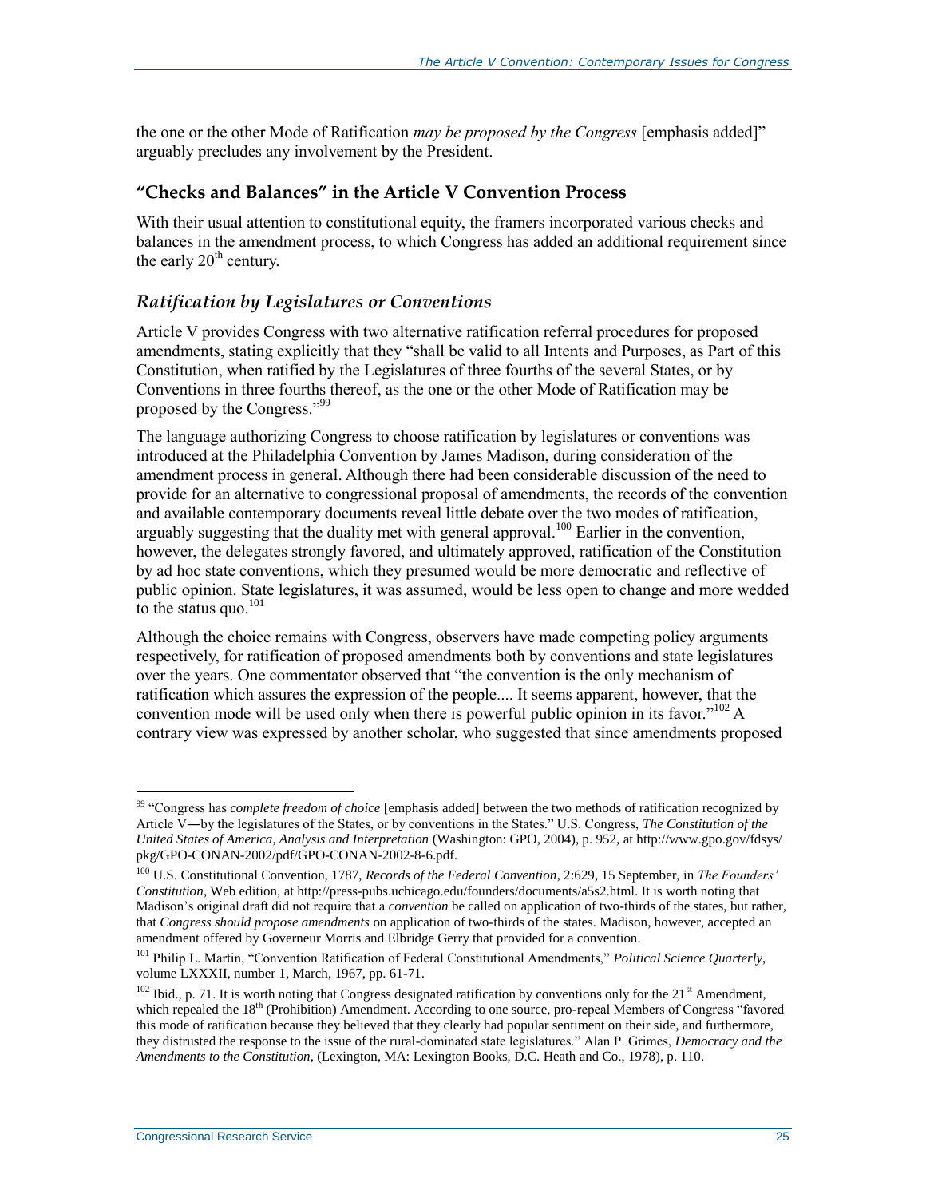the one or the other Mode of Ratification *may be proposed by the Congress* [emphasis added]" arguably precludes any involvement by the President.

## "Checks and Balances" in the Article V Convention Process

With their usual attention to constitutional equity, the framers incorporated various checks and balances in the amendment process, to which Congress has added an additional requirement since the early 20th century.

### *Ratification by Legislatures or Conventions*

Article V provides Congress with two alternative ratification referral procedures for proposed amendments, stating explicitly that they "shall be valid to all Intents and Purposes, as Part of this Constitution, when ratified by the Legislatures of three fourths of the several States, or by Conventions in three fourths thereof, as the one or the other Mode of Ratification may be proposed by the Congress."[99]

The language authorizing Congress to choose ratification by legislatures or conventions was introduced at the Philadelphia Convention by James Madison, during consideration of the amendment process in general. Although there had been considerable discussion of the need to provide for an alternative to congressional proposal of amendments, the records of the convention and available contemporary documents reveal little debate over the two modes of ratification, arguably suggesting that the duality met with general approval.[100] Earlier in the convention, however, the delegates strongly favored, and ultimately approved, ratification of the Constitution by ad hoc state conventions, which they presumed would be more democratic and reflective of public opinion. State legislatures, it was assumed, would be less open to change and more wedded to the status quo.[101]

Although the choice remains with Congress, observers have made competing policy arguments respectively, for ratification of proposed amendments both by conventions and state legislatures over the years. One commentator observed that "the convention is the only mechanism of ratification which assures the expression of the people.... It seems apparent, however, that the convention mode will be used only when there is powerful public opinion in its favor."[102] A contrary view was expressed by another scholar, who suggested that since amendments proposed

---

[99] "Congress has *complete freedom of choice* [emphasis added] between the two methods of ratification recognized by Article V—by the legislatures of the States, or by conventions in the States." U.S. Congress, *The Constitution of the United States of America, Analysis and Interpretation* (Washington: GPO, 2004), p. 952, at http://www.gpo.gov/fdsys/pkg/GPO-CONAN-2002/pdf/GPO-CONAN-2002-8-6.pdf.

[100] U.S. Constitutional Convention, 1787, *Records of the Federal Convention*, 2:629, 15 September, in *The Founders' Constitution*, Web edition, at http://press-pubs.uchicago.edu/founders/documents/a5s2.html. It is worth noting that Madison's original draft did not require that a *convention* be called on application of two-thirds of the states, but rather, that *Congress should propose amendments* on application of two-thirds of the states. Madison, however, accepted an amendment offered by Governeur Morris and Elbridge Gerry that provided for a convention.

[101] Philip L. Martin, "Convention Ratification of Federal Constitutional Amendments," *Political Science Quarterly*, volume LXXXII, number 1, March, 1967, pp. 61-71.

[102] Ibid., p. 71. It is worth noting that Congress designated ratification by conventions only for the 21st Amendment, which repealed the 18th (Prohibition) Amendment. According to one source, pro-repeal Members of Congress "favored this mode of ratification because they believed that they clearly had popular sentiment on their side, and furthermore, they distrusted the response to the issue of the rural-dominated state legislatures." Alan P. Grimes, *Democracy and the Amendments to the Constitution*, (Lexington, MA: Lexington Books, D.C. Heath and Co., 1978), p. 110.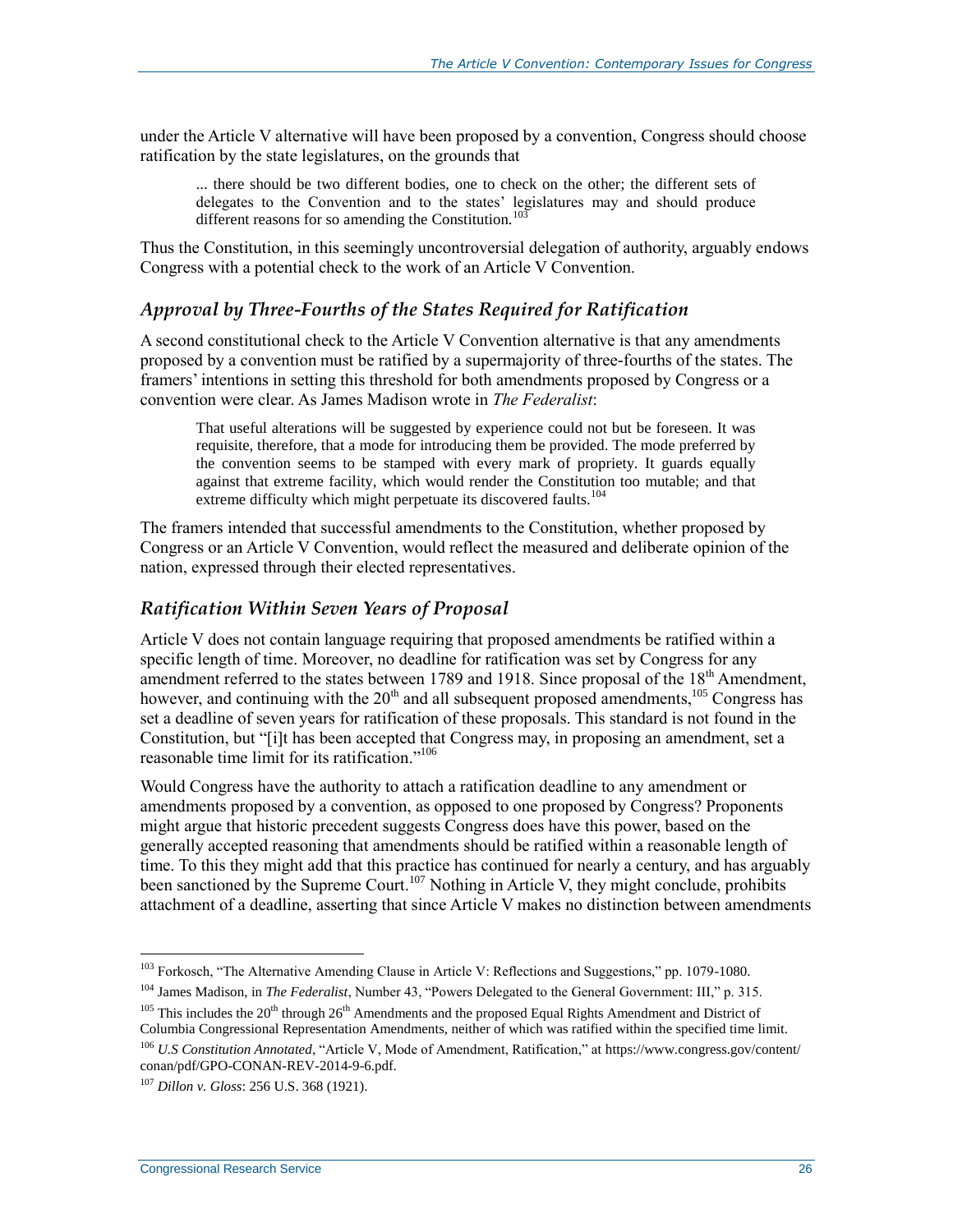under the Article V alternative will have been proposed by a convention, Congress should choose ratification by the state legislatures, on the grounds that

> ... there should be two different bodies, one to check on the other; the different sets of delegates to the Convention and to the states' legislatures may and should produce different reasons for so amending the Constitution.[103]

Thus the Constitution, in this seemingly uncontroversial delegation of authority, arguably endows Congress with a potential check to the work of an Article V Convention.

### *Approval by Three-Fourths of the States Required for Ratification*

A second constitutional check to the Article V Convention alternative is that any amendments proposed by a convention must be ratified by a supermajority of three-fourths of the states. The framers' intentions in setting this threshold for both amendments proposed by Congress or a convention were clear. As James Madison wrote in *The Federalist*:

> That useful alterations will be suggested by experience could not but be foreseen. It was requisite, therefore, that a mode for introducing them be provided. The mode preferred by the convention seems to be stamped with every mark of propriety. It guards equally against that extreme facility, which would render the Constitution too mutable; and that extreme difficulty which might perpetuate its discovered faults.[104]

The framers intended that successful amendments to the Constitution, whether proposed by Congress or an Article V Convention, would reflect the measured and deliberate opinion of the nation, expressed through their elected representatives.

### *Ratification Within Seven Years of Proposal*

Article V does not contain language requiring that proposed amendments be ratified within a specific length of time. Moreover, no deadline for ratification was set by Congress for any amendment referred to the states between 1789 and 1918. Since proposal of the 18th Amendment, however, and continuing with the 20th and all subsequent proposed amendments,[105] Congress has set a deadline of seven years for ratification of these proposals. This standard is not found in the Constitution, but "[i]t has been accepted that Congress may, in proposing an amendment, set a reasonable time limit for its ratification."[106]

Would Congress have the authority to attach a ratification deadline to any amendment or amendments proposed by a convention, as opposed to one proposed by Congress? Proponents might argue that historic precedent suggests Congress does have this power, based on the generally accepted reasoning that amendments should be ratified within a reasonable length of time. To this they might add that this practice has continued for nearly a century, and has arguably been sanctioned by the Supreme Court.[107] Nothing in Article V, they might conclude, prohibits attachment of a deadline, asserting that since Article V makes no distinction between amendments

---

[103] Forkosch, "The Alternative Amending Clause in Article V: Reflections and Suggestions," pp. 1079-1080.

[104] James Madison, in *The Federalist*, Number 43, "Powers Delegated to the General Government: III," p. 315.

[105] This includes the 20th through 26th Amendments and the proposed Equal Rights Amendment and District of Columbia Congressional Representation Amendments, neither of which was ratified within the specified time limit.

[106] *U.S Constitution Annotated*, "Article V, Mode of Amendment, Ratification," at https://www.congress.gov/content/conan/pdf/GPO-CONAN-REV-2014-9-6.pdf.

[107] *Dillon v. Gloss*: 256 U.S. 368 (1921).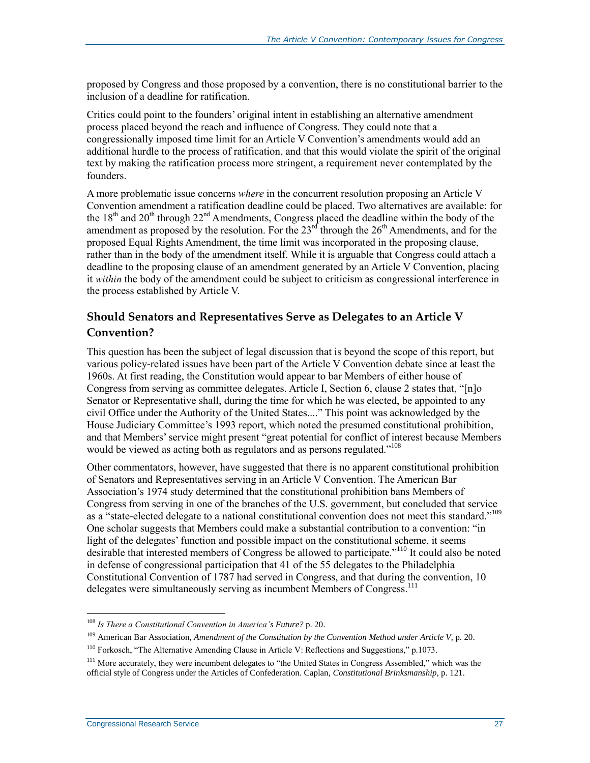proposed by Congress and those proposed by a convention, there is no constitutional barrier to the inclusion of a deadline for ratification.

Critics could point to the founders' original intent in establishing an alternative amendment process placed beyond the reach and influence of Congress. They could note that a congressionally imposed time limit for an Article V Convention's amendments would add an additional hurdle to the process of ratification, and that this would violate the spirit of the original text by making the ratification process more stringent, a requirement never contemplated by the founders.

A more problematic issue concerns *where* in the concurrent resolution proposing an Article V Convention amendment a ratification deadline could be placed. Two alternatives are available: for the 18th and 20th through 22nd Amendments, Congress placed the deadline within the body of the amendment as proposed by the resolution. For the 23rd through the 26th Amendments, and for the proposed Equal Rights Amendment, the time limit was incorporated in the proposing clause, rather than in the body of the amendment itself. While it is arguable that Congress could attach a deadline to the proposing clause of an amendment generated by an Article V Convention, placing it *within* the body of the amendment could be subject to criticism as congressional interference in the process established by Article V.

### Should Senators and Representatives Serve as Delegates to an Article V Convention?

This question has been the subject of legal discussion that is beyond the scope of this report, but various policy-related issues have been part of the Article V Convention debate since at least the 1960s. At first reading, the Constitution would appear to bar Members of either house of Congress from serving as committee delegates. Article I, Section 6, clause 2 states that, "[n]o Senator or Representative shall, during the time for which he was elected, be appointed to any civil Office under the Authority of the United States...." This point was acknowledged by the House Judiciary Committee's 1993 report, which noted the presumed constitutional prohibition, and that Members' service might present "great potential for conflict of interest because Members would be viewed as acting both as regulators and as persons regulated."[108]

Other commentators, however, have suggested that there is no apparent constitutional prohibition of Senators and Representatives serving in an Article V Convention. The American Bar Association's 1974 study determined that the constitutional prohibition bans Members of Congress from serving in one of the branches of the U.S. government, but concluded that service as a "state-elected delegate to a national constitutional convention does not meet this standard."[109] One scholar suggests that Members could make a substantial contribution to a convention: "in light of the delegates' function and possible impact on the constitutional scheme, it seems desirable that interested members of Congress be allowed to participate."[110] It could also be noted in defense of congressional participation that 41 of the 55 delegates to the Philadelphia Constitutional Convention of 1787 had served in Congress, and that during the convention, 10 delegates were simultaneously serving as incumbent Members of Congress.[111]

---

[108] *Is There a Constitutional Convention in America's Future?* p. 20.

[109] American Bar Association, *Amendment of the Constitution by the Convention Method under Article V*, p. 20.

[110] Forkosch, "The Alternative Amending Clause in Article V: Reflections and Suggestions," p.1073.

[111] More accurately, they were incumbent delegates to "the United States in Congress Assembled," which was the official style of Congress under the Articles of Confederation. Caplan, *Constitutional Brinksmanship*, p. 121.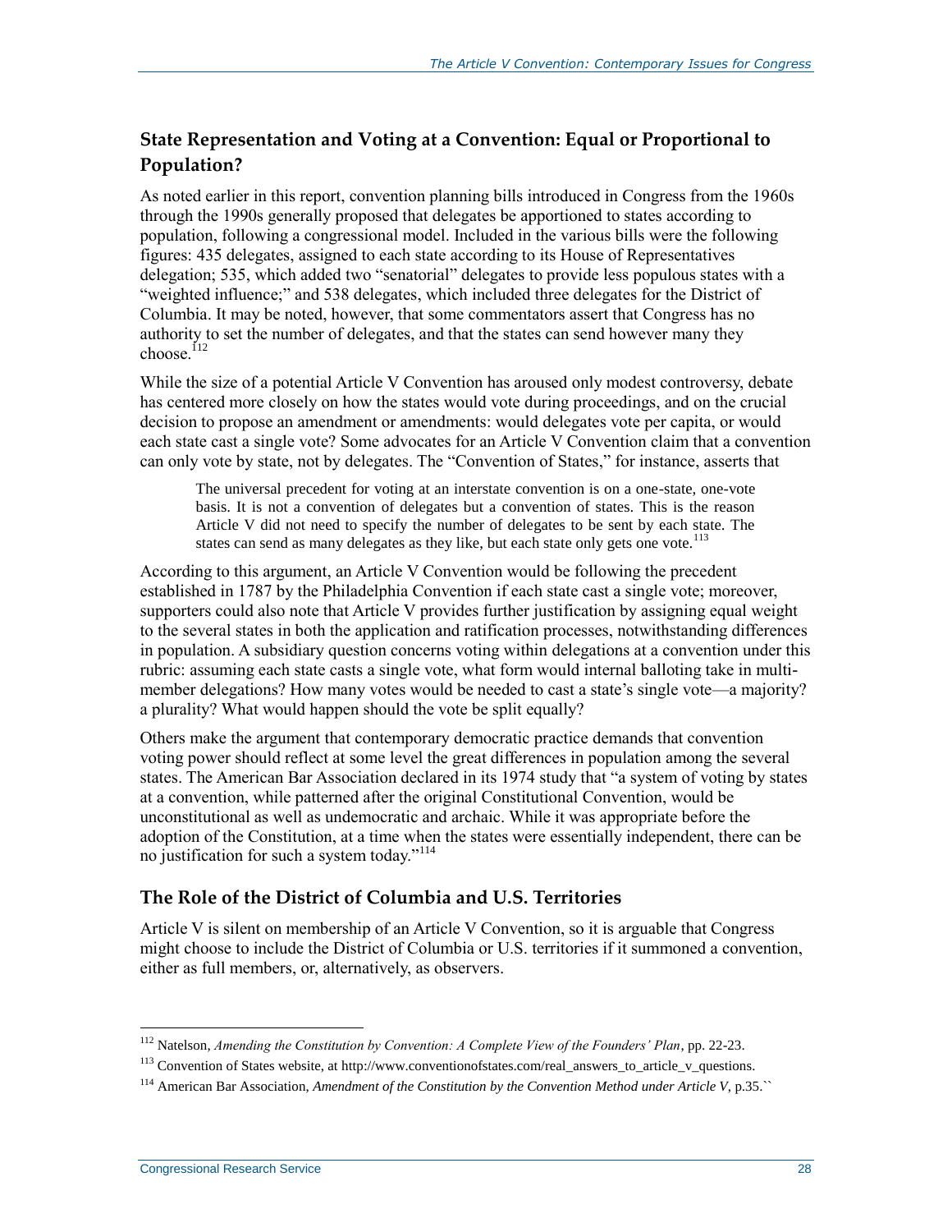### State Representation and Voting at a Convention: Equal or Proportional to Population?

As noted earlier in this report, convention planning bills introduced in Congress from the 1960s through the 1990s generally proposed that delegates be apportioned to states according to population, following a congressional model. Included in the various bills were the following figures: 435 delegates, assigned to each state according to its House of Representatives delegation; 535, which added two "senatorial" delegates to provide less populous states with a "weighted influence;" and 538 delegates, which included three delegates for the District of Columbia. It may be noted, however, that some commentators assert that Congress has no authority to set the number of delegates, and that the states can send however many they choose.[112]

While the size of a potential Article V Convention has aroused only modest controversy, debate has centered more closely on how the states would vote during proceedings, and on the crucial decision to propose an amendment or amendments: would delegates vote per capita, or would each state cast a single vote? Some advocates for an Article V Convention claim that a convention can only vote by state, not by delegates. The "Convention of States," for instance, asserts that

> The universal precedent for voting at an interstate convention is on a one-state, one-vote basis. It is not a convention of delegates but a convention of states. This is the reason Article V did not need to specify the number of delegates to be sent by each state. The states can send as many delegates as they like, but each state only gets one vote.[113]

According to this argument, an Article V Convention would be following the precedent established in 1787 by the Philadelphia Convention if each state cast a single vote; moreover, supporters could also note that Article V provides further justification by assigning equal weight to the several states in both the application and ratification processes, notwithstanding differences in population. A subsidiary question concerns voting within delegations at a convention under this rubric: assuming each state casts a single vote, what form would internal balloting take in multi-member delegations? How many votes would be needed to cast a state's single vote—a majority? a plurality? What would happen should the vote be split equally?

Others make the argument that contemporary democratic practice demands that convention voting power should reflect at some level the great differences in population among the several states. The American Bar Association declared in its 1974 study that "a system of voting by states at a convention, while patterned after the original Constitutional Convention, would be unconstitutional as well as undemocratic and archaic. While it was appropriate before the adoption of the Constitution, at a time when the states were essentially independent, there can be no justification for such a system today."[114]

### The Role of the District of Columbia and U.S. Territories

Article V is silent on membership of an Article V Convention, so it is arguable that Congress might choose to include the District of Columbia or U.S. territories if it summoned a convention, either as full members, or, alternatively, as observers.

---

[112] Natelson, *Amending the Constitution by Convention: A Complete View of the Founders' Plan*, pp. 22-23.

[113] Convention of States website, at http://www.conventionofstates.com/real_answers_to_article_v_questions.

[114] American Bar Association, *Amendment of the Constitution by the Convention Method under Article V*, p.35.``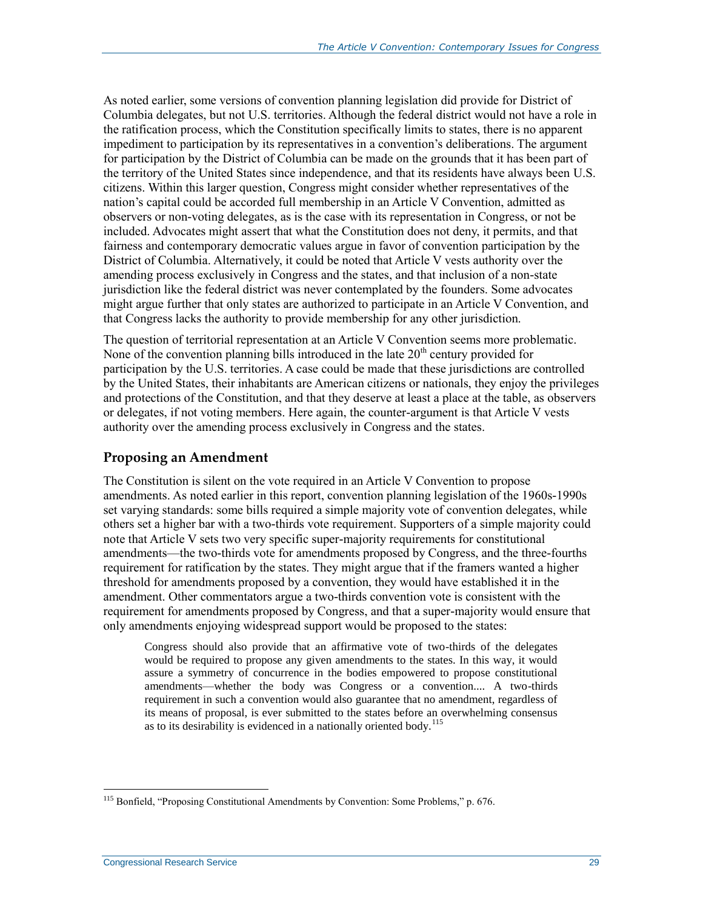As noted earlier, some versions of convention planning legislation did provide for District of Columbia delegates, but not U.S. territories. Although the federal district would not have a role in the ratification process, which the Constitution specifically limits to states, there is no apparent impediment to participation by its representatives in a convention's deliberations. The argument for participation by the District of Columbia can be made on the grounds that it has been part of the territory of the United States since independence, and that its residents have always been U.S. citizens. Within this larger question, Congress might consider whether representatives of the nation's capital could be accorded full membership in an Article V Convention, admitted as observers or non-voting delegates, as is the case with its representation in Congress, or not be included. Advocates might assert that what the Constitution does not deny, it permits, and that fairness and contemporary democratic values argue in favor of convention participation by the District of Columbia. Alternatively, it could be noted that Article V vests authority over the amending process exclusively in Congress and the states, and that inclusion of a non-state jurisdiction like the federal district was never contemplated by the founders. Some advocates might argue further that only states are authorized to participate in an Article V Convention, and that Congress lacks the authority to provide membership for any other jurisdiction.

The question of territorial representation at an Article V Convention seems more problematic. None of the convention planning bills introduced in the late 20th century provided for participation by the U.S. territories. A case could be made that these jurisdictions are controlled by the United States, their inhabitants are American citizens or nationals, they enjoy the privileges and protections of the Constitution, and that they deserve at least a place at the table, as observers or delegates, if not voting members. Here again, the counter-argument is that Article V vests authority over the amending process exclusively in Congress and the states.

## Proposing an Amendment

The Constitution is silent on the vote required in an Article V Convention to propose amendments. As noted earlier in this report, convention planning legislation of the 1960s-1990s set varying standards: some bills required a simple majority vote of convention delegates, while others set a higher bar with a two-thirds vote requirement. Supporters of a simple majority could note that Article V sets two very specific super-majority requirements for constitutional amendments—the two-thirds vote for amendments proposed by Congress, and the three-fourths requirement for ratification by the states. They might argue that if the framers wanted a higher threshold for amendments proposed by a convention, they would have established it in the amendment. Other commentators argue a two-thirds convention vote is consistent with the requirement for amendments proposed by Congress, and that a super-majority would ensure that only amendments enjoying widespread support would be proposed to the states:

> Congress should also provide that an affirmative vote of two-thirds of the delegates would be required to propose any given amendments to the states. In this way, it would assure a symmetry of concurrence in the bodies empowered to propose constitutional amendments—whether the body was Congress or a convention.... A two-thirds requirement in such a convention would also guarantee that no amendment, regardless of its means of proposal, is ever submitted to the states before an overwhelming consensus as to its desirability is evidenced in a nationally oriented body.[115]

[115] Bonfield, "Proposing Constitutional Amendments by Convention: Some Problems," p. 676.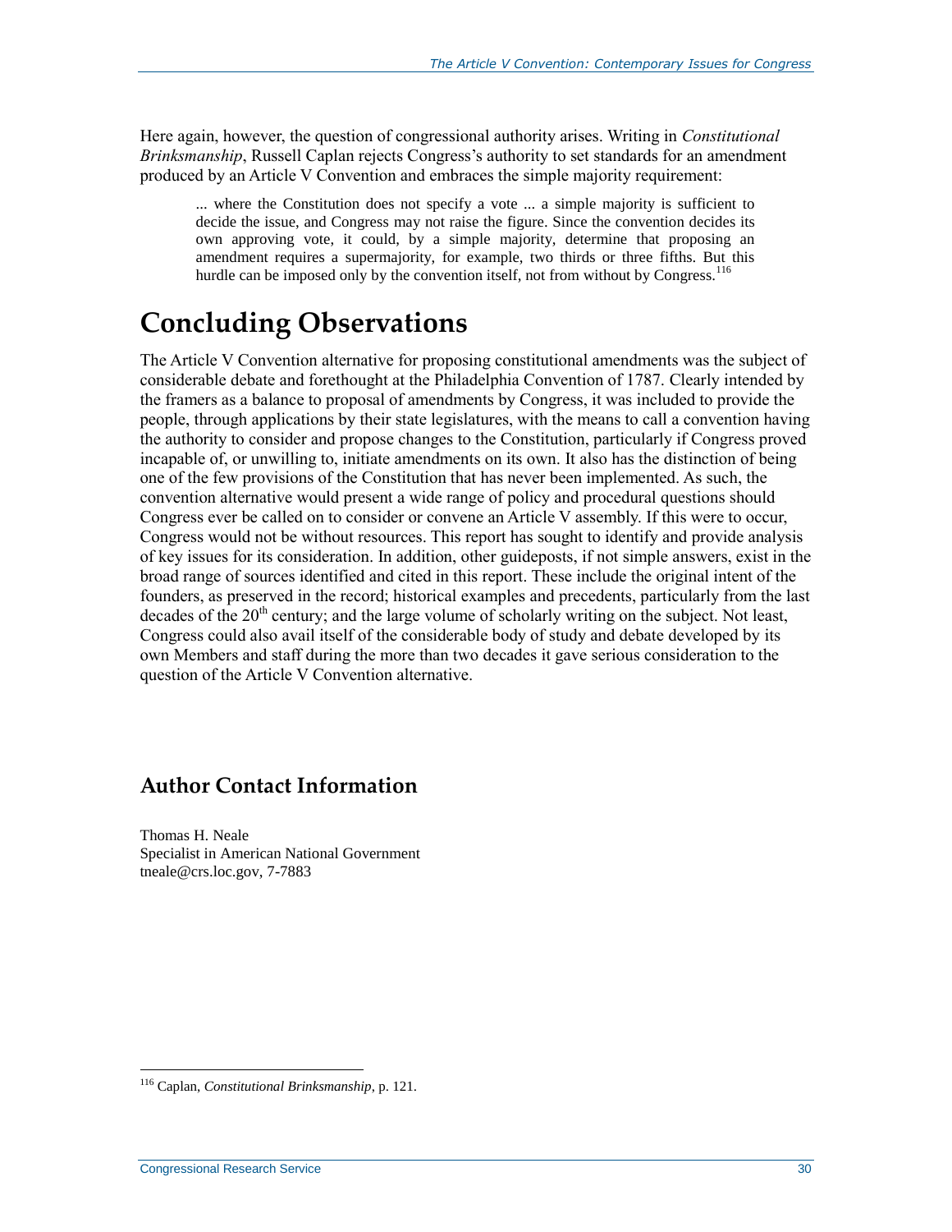Here again, however, the question of congressional authority arises. Writing in *Constitutional Brinksmanship*, Russell Caplan rejects Congress's authority to set standards for an amendment produced by an Article V Convention and embraces the simple majority requirement:

> ... where the Constitution does not specify a vote ... a simple majority is sufficient to decide the issue, and Congress may not raise the figure. Since the convention decides its own approving vote, it could, by a simple majority, determine that proposing an amendment requires a supermajority, for example, two thirds or three fifths. But this hurdle can be imposed only by the convention itself, not from without by Congress.[116]

# Concluding Observations

The Article V Convention alternative for proposing constitutional amendments was the subject of considerable debate and forethought at the Philadelphia Convention of 1787. Clearly intended by the framers as a balance to proposal of amendments by Congress, it was included to provide the people, through applications by their state legislatures, with the means to call a convention having the authority to consider and propose changes to the Constitution, particularly if Congress proved incapable of, or unwilling to, initiate amendments on its own. It also has the distinction of being one of the few provisions of the Constitution that has never been implemented. As such, the convention alternative would present a wide range of policy and procedural questions should Congress ever be called on to consider or convene an Article V assembly. If this were to occur, Congress would not be without resources. This report has sought to identify and provide analysis of key issues for its consideration. In addition, other guideposts, if not simple answers, exist in the broad range of sources identified and cited in this report. These include the original intent of the founders, as preserved in the record; historical examples and precedents, particularly from the last decades of the 20th century; and the large volume of scholarly writing on the subject. Not least, Congress could also avail itself of the considerable body of study and debate developed by its own Members and staff during the more than two decades it gave serious consideration to the question of the Article V Convention alternative.

## Author Contact Information

Thomas H. Neale
Specialist in American National Government
tneale@crs.loc.gov, 7-7883

---

[116] Caplan, *Constitutional Brinksmanship*, p. 121.